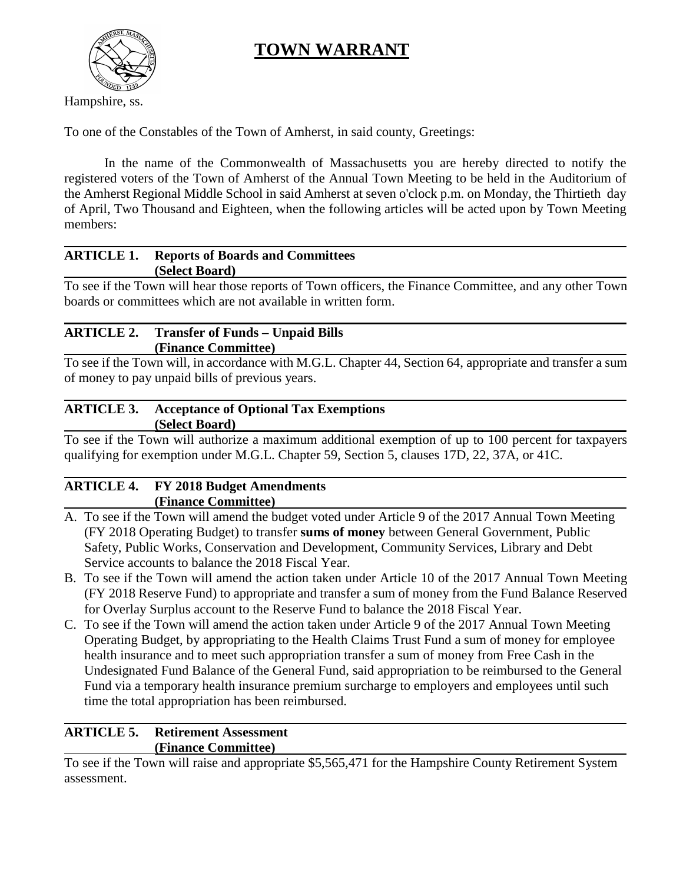# TOWN WARRANT

Hampshire, ss.

To one of the Constables of the Town of Amherst, in said county, Greetings:

In the name of the Commonwealth of Massachusetts you are hereby directed to notify the registered voters of the Town of Amherst of the Annual Town Meeting to be held in the Auditorium of the Amherst Regional Middle School in said Amherst at seven o'clock p.m. on Monday, the Thirtieth day of April, Two Thousand and Eighteen, when the following articles will be acted upon by Town Meeting members:

---

**ARTICLE 1. Reports of Boards and Committees**
**(Select Board)**

To see if the Town will hear those reports of Town officers, the Finance Committee, and any other Town boards or committees which are not available in written form.

---

**ARTICLE 2. Transfer of Funds – Unpaid Bills**
**(Finance Committee)**

To see if the Town will, in accordance with M.G.L. Chapter 44, Section 64, appropriate and transfer a sum of money to pay unpaid bills of previous years.

---

**ARTICLE 3. Acceptance of Optional Tax Exemptions**
**(Select Board)**

To see if the Town will authorize a maximum additional exemption of up to 100 percent for taxpayers qualifying for exemption under M.G.L. Chapter 59, Section 5, clauses 17D, 22, 37A, or 41C.

---

**ARTICLE 4. FY 2018 Budget Amendments**
**(Finance Committee)**

A. To see if the Town will amend the budget voted under Article 9 of the 2017 Annual Town Meeting (FY 2018 Operating Budget) to transfer **sums of money** between General Government, Public Safety, Public Works, Conservation and Development, Community Services, Library and Debt Service accounts to balance the 2018 Fiscal Year.
B. To see if the Town will amend the action taken under Article 10 of the 2017 Annual Town Meeting (FY 2018 Reserve Fund) to appropriate and transfer a sum of money from the Fund Balance Reserved for Overlay Surplus account to the Reserve Fund to balance the 2018 Fiscal Year.
C. To see if the Town will amend the action taken under Article 9 of the 2017 Annual Town Meeting Operating Budget, by appropriating to the Health Claims Trust Fund a sum of money for employee health insurance and to meet such appropriation transfer a sum of money from Free Cash in the Undesignated Fund Balance of the General Fund, said appropriation to be reimbursed to the General Fund via a temporary health insurance premium surcharge to employers and employees until such time the total appropriation has been reimbursed.

---

**ARTICLE 5. Retirement Assessment**
**(Finance Committee)**

To see if the Town will raise and appropriate $5,565,471 for the Hampshire County Retirement System assessment.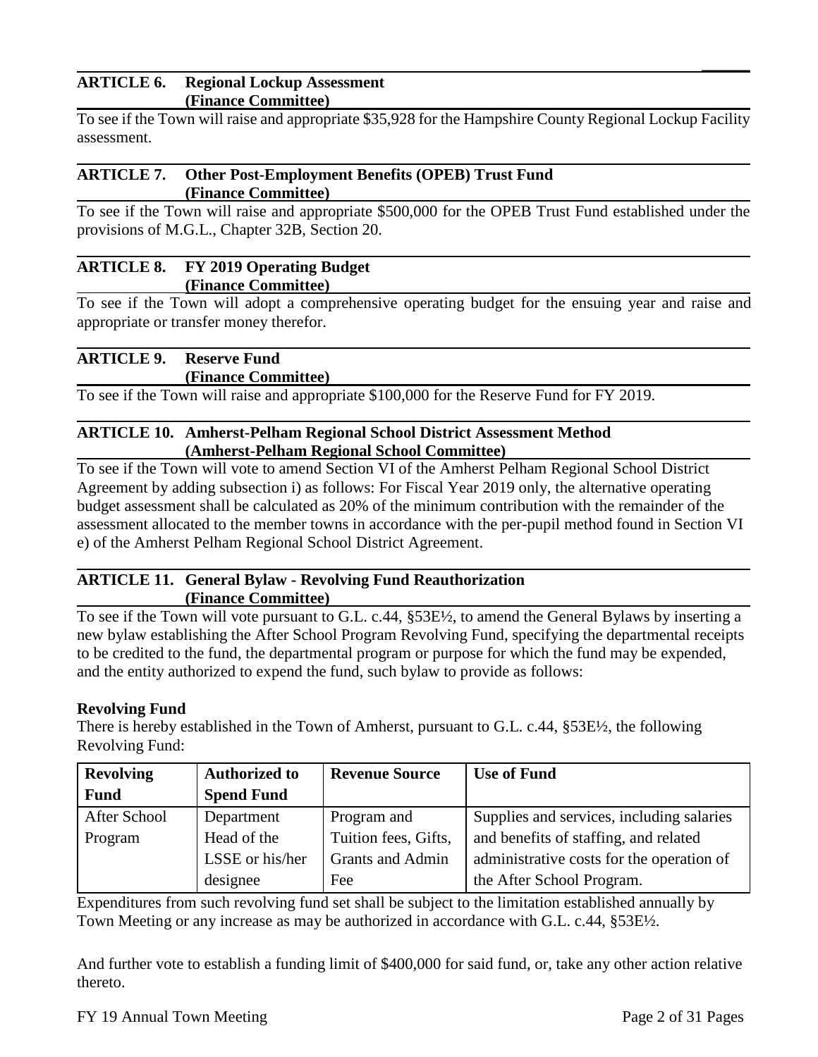### ARTICLE 6. Regional Lockup Assessment
**(Finance Committee)**

To see if the Town will raise and appropriate $35,928 for the Hampshire County Regional Lockup Facility assessment.

### ARTICLE 7. Other Post-Employment Benefits (OPEB) Trust Fund
**(Finance Committee)**

To see if the Town will raise and appropriate $500,000 for the OPEB Trust Fund established under the provisions of M.G.L., Chapter 32B, Section 20.

### ARTICLE 8. FY 2019 Operating Budget
**(Finance Committee)**

To see if the Town will adopt a comprehensive operating budget for the ensuing year and raise and appropriate or transfer money therefor.

### ARTICLE 9. Reserve Fund
**(Finance Committee)**

To see if the Town will raise and appropriate $100,000 for the Reserve Fund for FY 2019.

### ARTICLE 10. Amherst-Pelham Regional School District Assessment Method
**(Amherst-Pelham Regional School Committee)**

To see if the Town will vote to amend Section VI of the Amherst Pelham Regional School District Agreement by adding subsection i) as follows: For Fiscal Year 2019 only, the alternative operating budget assessment shall be calculated as 20% of the minimum contribution with the remainder of the assessment allocated to the member towns in accordance with the per-pupil method found in Section VI e) of the Amherst Pelham Regional School District Agreement.

### ARTICLE 11. General Bylaw - Revolving Fund Reauthorization
**(Finance Committee)**

To see if the Town will vote pursuant to G.L. c.44, §53E½, to amend the General Bylaws by inserting a new bylaw establishing the After School Program Revolving Fund, specifying the departmental receipts to be credited to the fund, the departmental program or purpose for which the fund may be expended, and the entity authorized to expend the fund, such bylaw to provide as follows:

**Revolving Fund**

There is hereby established in the Town of Amherst, pursuant to G.L. c.44, §53E½, the following Revolving Fund:

| Revolving Fund | Authorized to Spend Fund | Revenue Source | Use of Fund |
|---|---|---|---|
| After School Program | Department Head of the LSSE or his/her designee | Program and Tuition fees, Gifts, Grants and Admin Fee | Supplies and services, including salaries and benefits of staffing, and related administrative costs for the operation of the After School Program. |

Expenditures from such revolving fund set shall be subject to the limitation established annually by Town Meeting or any increase as may be authorized in accordance with G.L. c.44, §53E½.

And further vote to establish a funding limit of $400,000 for said fund, or, take any other action relative thereto.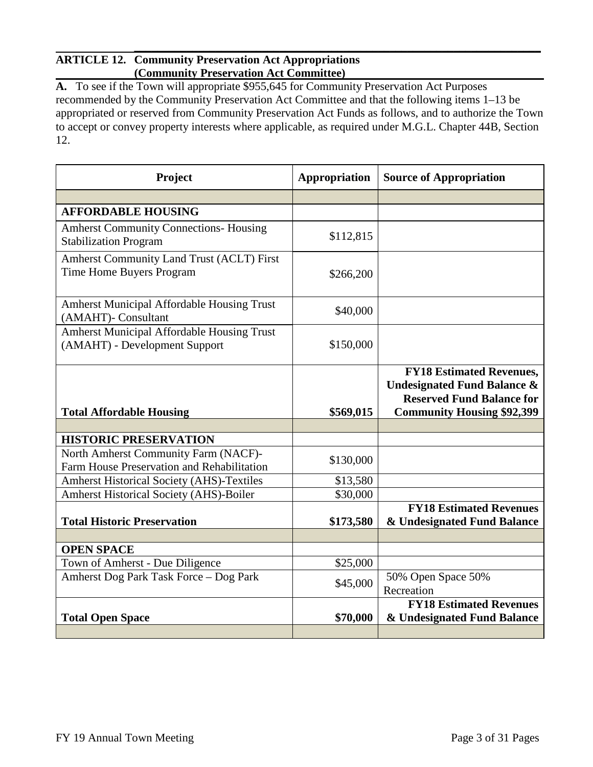## ARTICLE 12. Community Preservation Act Appropriations (Community Preservation Act Committee)

**A.** To see if the Town will appropriate $955,645 for Community Preservation Act Purposes recommended by the Community Preservation Act Committee and that the following items 1–13 be appropriated or reserved from Community Preservation Act Funds as follows, and to authorize the Town to accept or convey property interests where applicable, as required under M.G.L. Chapter 44B, Section 12.

| Project | Appropriation | Source of Appropriation |
|---|---|---|
| | | |
| **AFFORDABLE HOUSING** | | |
| Amherst Community Connections- Housing Stabilization Program | $112,815 | |
| Amherst Community Land Trust (ACLT) First Time Home Buyers Program | $266,200 | |
| Amherst Municipal Affordable Housing Trust (AMAHT)- Consultant | $40,000 | |
| Amherst Municipal Affordable Housing Trust (AMAHT) - Development Support | $150,000 | |
| **Total Affordable Housing** | **$569,015** | **FY18 Estimated Revenues, Undesignated Fund Balance & Reserved Fund Balance for Community Housing $92,399** |
| | | |
| **HISTORIC PRESERVATION** | | |
| North Amherst Community Farm (NACF)- Farm House Preservation and Rehabilitation | $130,000 | |
| Amherst Historical Society (AHS)-Textiles | $13,580 | |
| Amherst Historical Society (AHS)-Boiler | $30,000 | |
| **Total Historic Preservation** | **$173,580** | **FY18 Estimated Revenues & Undesignated Fund Balance** |
| | | |
| **OPEN SPACE** | | |
| Town of Amherst - Due Diligence | $25,000 | |
| Amherst Dog Park Task Force – Dog Park | $45,000 | 50% Open Space 50% Recreation |
| **Total Open Space** | **$70,000** | **FY18 Estimated Revenues & Undesignated Fund Balance** |
| | | |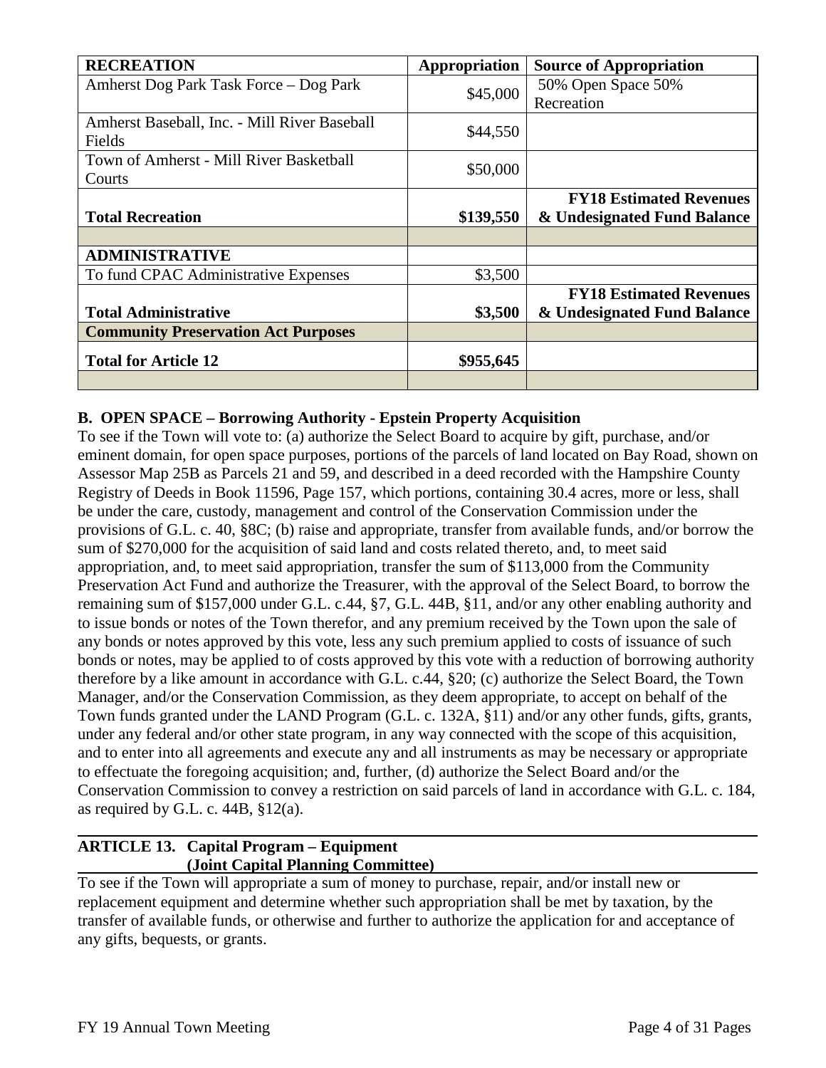| RECREATION | Appropriation | Source of Appropriation |
|---|---|---|
| Amherst Dog Park Task Force – Dog Park | \$45,000 | 50% Open Space 50% Recreation |
| Amherst Baseball, Inc. - Mill River Baseball Fields | \$44,550 | |
| Town of Amherst - Mill River Basketball Courts | \$50,000 | |
| **Total Recreation** | **\$139,550** | **FY18 Estimated Revenues & Undesignated Fund Balance** |
| | | |
| **ADMINISTRATIVE** | | |
| To fund CPAC Administrative Expenses | \$3,500 | |
| **Total Administrative** | **\$3,500** | **FY18 Estimated Revenues & Undesignated Fund Balance** |
| **Community Preservation Act Purposes** | | |
| **Total for Article 12** | **\$955,645** | |
| | | |

**B. OPEN SPACE – Borrowing Authority - Epstein Property Acquisition**

To see if the Town will vote to: (a) authorize the Select Board to acquire by gift, purchase, and/or eminent domain, for open space purposes, portions of the parcels of land located on Bay Road, shown on Assessor Map 25B as Parcels 21 and 59, and described in a deed recorded with the Hampshire County Registry of Deeds in Book 11596, Page 157, which portions, containing 30.4 acres, more or less, shall be under the care, custody, management and control of the Conservation Commission under the provisions of G.L. c. 40, §8C; (b) raise and appropriate, transfer from available funds, and/or borrow the sum of \$270,000 for the acquisition of said land and costs related thereto, and, to meet said appropriation, and, to meet said appropriation, transfer the sum of \$113,000 from the Community Preservation Act Fund and authorize the Treasurer, with the approval of the Select Board, to borrow the remaining sum of \$157,000 under G.L. c.44, §7, G.L. 44B, §11, and/or any other enabling authority and to issue bonds or notes of the Town therefor, and any premium received by the Town upon the sale of any bonds or notes approved by this vote, less any such premium applied to costs of issuance of such bonds or notes, may be applied to of costs approved by this vote with a reduction of borrowing authority therefore by a like amount in accordance with G.L. c.44, §20; (c) authorize the Select Board, the Town Manager, and/or the Conservation Commission, as they deem appropriate, to accept on behalf of the Town funds granted under the LAND Program (G.L. c. 132A, §11) and/or any other funds, gifts, grants, under any federal and/or other state program, in any way connected with the scope of this acquisition, and to enter into all agreements and execute any and all instruments as may be necessary or appropriate to effectuate the foregoing acquisition; and, further, (d) authorize the Select Board and/or the Conservation Commission to convey a restriction on said parcels of land in accordance with G.L. c. 184, as required by G.L. c. 44B, §12(a).

## ARTICLE 13. Capital Program – Equipment (Joint Capital Planning Committee)

To see if the Town will appropriate a sum of money to purchase, repair, and/or install new or replacement equipment and determine whether such appropriation shall be met by taxation, by the transfer of available funds, or otherwise and further to authorize the application for and acceptance of any gifts, bequests, or grants.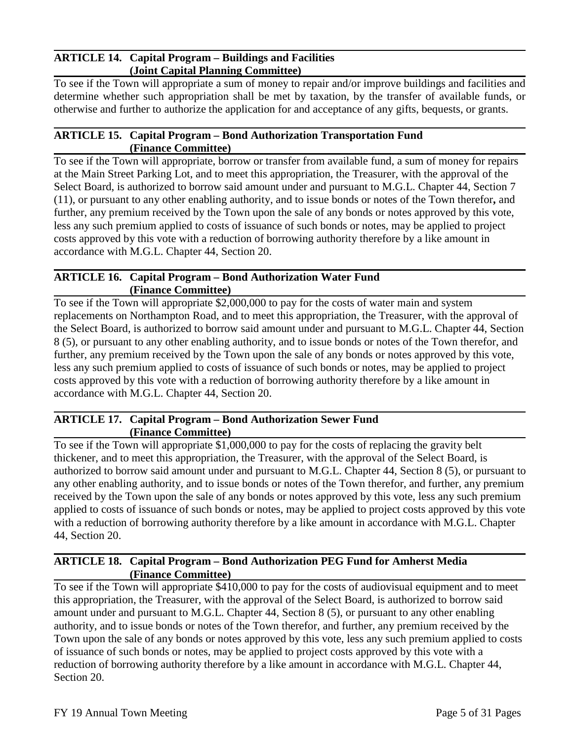## ARTICLE 14. Capital Program – Buildings and Facilities (Joint Capital Planning Committee)

To see if the Town will appropriate a sum of money to repair and/or improve buildings and facilities and determine whether such appropriation shall be met by taxation, by the transfer of available funds, or otherwise and further to authorize the application for and acceptance of any gifts, bequests, or grants.

## ARTICLE 15. Capital Program – Bond Authorization Transportation Fund (Finance Committee)

To see if the Town will appropriate, borrow or transfer from available fund, a sum of money for repairs at the Main Street Parking Lot, and to meet this appropriation, the Treasurer, with the approval of the Select Board, is authorized to borrow said amount under and pursuant to M.G.L. Chapter 44, Section 7 (11), or pursuant to any other enabling authority, and to issue bonds or notes of the Town therefor**,** and further, any premium received by the Town upon the sale of any bonds or notes approved by this vote, less any such premium applied to costs of issuance of such bonds or notes, may be applied to project costs approved by this vote with a reduction of borrowing authority therefore by a like amount in accordance with M.G.L. Chapter 44, Section 20.

## ARTICLE 16. Capital Program – Bond Authorization Water Fund (Finance Committee)

To see if the Town will appropriate $2,000,000 to pay for the costs of water main and system replacements on Northampton Road, and to meet this appropriation, the Treasurer, with the approval of the Select Board, is authorized to borrow said amount under and pursuant to M.G.L. Chapter 44, Section 8 (5), or pursuant to any other enabling authority, and to issue bonds or notes of the Town therefor, and further, any premium received by the Town upon the sale of any bonds or notes approved by this vote, less any such premium applied to costs of issuance of such bonds or notes, may be applied to project costs approved by this vote with a reduction of borrowing authority therefore by a like amount in accordance with M.G.L. Chapter 44, Section 20.

## ARTICLE 17. Capital Program – Bond Authorization Sewer Fund (Finance Committee)

To see if the Town will appropriate $1,000,000 to pay for the costs of replacing the gravity belt thickener, and to meet this appropriation, the Treasurer, with the approval of the Select Board, is authorized to borrow said amount under and pursuant to M.G.L. Chapter 44, Section 8 (5), or pursuant to any other enabling authority, and to issue bonds or notes of the Town therefor, and further, any premium received by the Town upon the sale of any bonds or notes approved by this vote, less any such premium applied to costs of issuance of such bonds or notes, may be applied to project costs approved by this vote with a reduction of borrowing authority therefore by a like amount in accordance with M.G.L. Chapter 44, Section 20.

## ARTICLE 18. Capital Program – Bond Authorization PEG Fund for Amherst Media (Finance Committee)

To see if the Town will appropriate $410,000 to pay for the costs of audiovisual equipment and to meet this appropriation, the Treasurer, with the approval of the Select Board, is authorized to borrow said amount under and pursuant to M.G.L. Chapter 44, Section 8 (5), or pursuant to any other enabling authority, and to issue bonds or notes of the Town therefor, and further, any premium received by the Town upon the sale of any bonds or notes approved by this vote, less any such premium applied to costs of issuance of such bonds or notes, may be applied to project costs approved by this vote with a reduction of borrowing authority therefore by a like amount in accordance with M.G.L. Chapter 44, Section 20.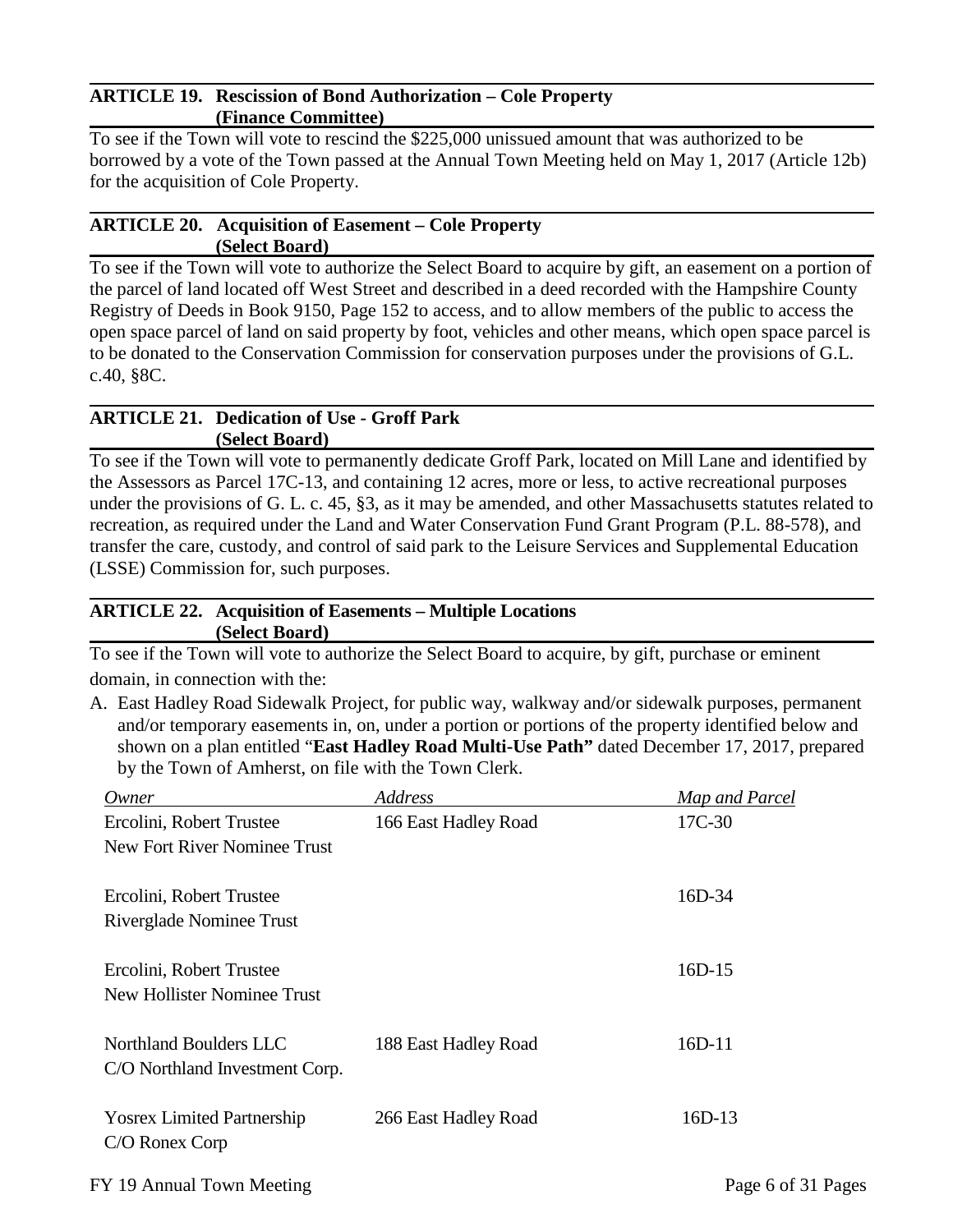## ARTICLE 19. Rescission of Bond Authorization – Cole Property (Finance Committee)

To see if the Town will vote to rescind the $225,000 unissued amount that was authorized to be borrowed by a vote of the Town passed at the Annual Town Meeting held on May 1, 2017 (Article 12b) for the acquisition of Cole Property.

## ARTICLE 20. Acquisition of Easement – Cole Property (Select Board)

To see if the Town will vote to authorize the Select Board to acquire by gift, an easement on a portion of the parcel of land located off West Street and described in a deed recorded with the Hampshire County Registry of Deeds in Book 9150, Page 152 to access, and to allow members of the public to access the open space parcel of land on said property by foot, vehicles and other means, which open space parcel is to be donated to the Conservation Commission for conservation purposes under the provisions of G.L. c.40, §8C.

## ARTICLE 21. Dedication of Use - Groff Park (Select Board)

To see if the Town will vote to permanently dedicate Groff Park, located on Mill Lane and identified by the Assessors as Parcel 17C-13, and containing 12 acres, more or less, to active recreational purposes under the provisions of G. L. c. 45, §3, as it may be amended, and other Massachusetts statutes related to recreation, as required under the Land and Water Conservation Fund Grant Program (P.L. 88-578), and transfer the care, custody, and control of said park to the Leisure Services and Supplemental Education (LSSE) Commission for, such purposes.

## ARTICLE 22. Acquisition of Easements – Multiple Locations (Select Board)

To see if the Town will vote to authorize the Select Board to acquire, by gift, purchase or eminent domain, in connection with the:

A. East Hadley Road Sidewalk Project, for public way, walkway and/or sidewalk purposes, permanent and/or temporary easements in, on, under a portion or portions of the property identified below and shown on a plan entitled "**East Hadley Road Multi-Use Path**" dated December 17, 2017, prepared by the Town of Amherst, on file with the Town Clerk.

| *Owner* | *Address* | *Map and Parcel* |
|---|---|---|
| Ercolini, Robert Trustee New Fort River Nominee Trust | 166 East Hadley Road | 17C-30 |
| Ercolini, Robert Trustee Riverglade Nominee Trust | | 16D-34 |
| Ercolini, Robert Trustee New Hollister Nominee Trust | | 16D-15 |
| Northland Boulders LLC C/O Northland Investment Corp. | 188 East Hadley Road | 16D-11 |
| Yosrex Limited Partnership C/O Ronex Corp | 266 East Hadley Road | 16D-13 |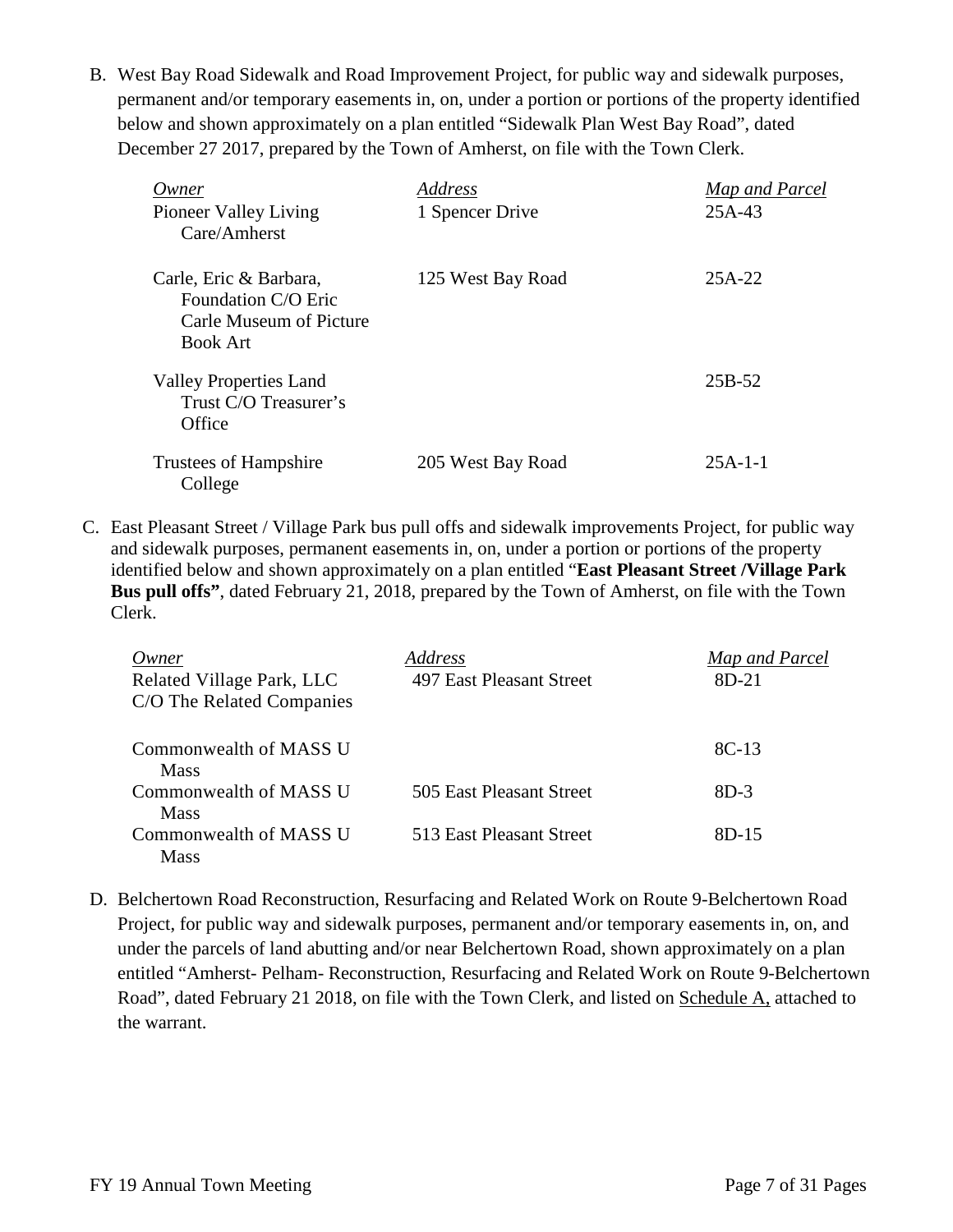B. West Bay Road Sidewalk and Road Improvement Project, for public way and sidewalk purposes, permanent and/or temporary easements in, on, under a portion or portions of the property identified below and shown approximately on a plan entitled "Sidewalk Plan West Bay Road", dated December 27 2017, prepared by the Town of Amherst, on file with the Town Clerk.

| *Owner* | *Address* | *Map and Parcel* |
|---|---|---|
| Pioneer Valley Living Care/Amherst | 1 Spencer Drive | 25A-43 |
| Carle, Eric & Barbara, Foundation C/O Eric Carle Museum of Picture Book Art | 125 West Bay Road | 25A-22 |
| Valley Properties Land Trust C/O Treasurer's Office | | 25B-52 |
| Trustees of Hampshire College | 205 West Bay Road | 25A-1-1 |

C. East Pleasant Street / Village Park bus pull offs and sidewalk improvements Project, for public way and sidewalk purposes, permanent easements in, on, under a portion or portions of the property identified below and shown approximately on a plan entitled "**East Pleasant Street /Village Park Bus pull offs"**, dated February 21, 2018, prepared by the Town of Amherst, on file with the Town Clerk.

| *Owner* | *Address* | *Map and Parcel* |
|---|---|---|
| Related Village Park, LLC C/O The Related Companies | 497 East Pleasant Street | 8D-21 |
| Commonwealth of MASS U Mass | | 8C-13 |
| Commonwealth of MASS U Mass | 505 East Pleasant Street | 8D-3 |
| Commonwealth of MASS U Mass | 513 East Pleasant Street | 8D-15 |

D. Belchertown Road Reconstruction, Resurfacing and Related Work on Route 9-Belchertown Road Project, for public way and sidewalk purposes, permanent and/or temporary easements in, on, and under the parcels of land abutting and/or near Belchertown Road, shown approximately on a plan entitled "Amherst- Pelham- Reconstruction, Resurfacing and Related Work on Route 9-Belchertown Road", dated February 21 2018, on file with the Town Clerk, and listed on Schedule A, attached to the warrant.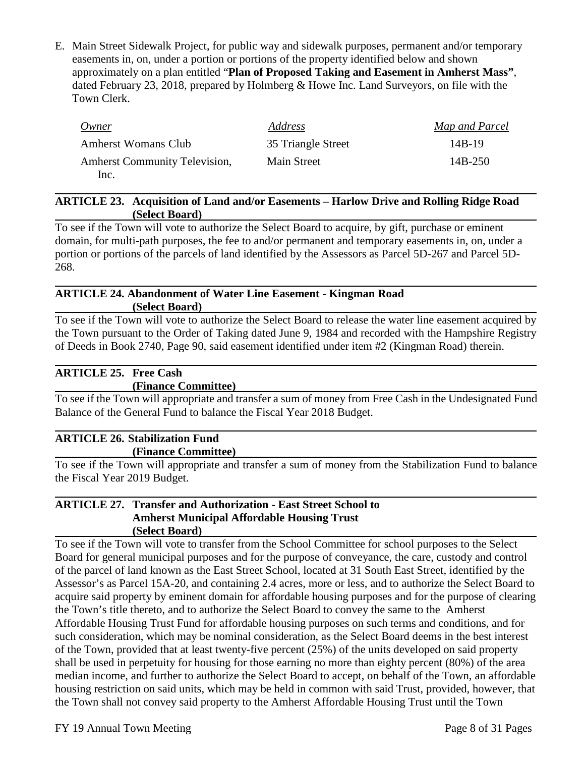E. Main Street Sidewalk Project, for public way and sidewalk purposes, permanent and/or temporary easements in, on, under a portion or portions of the property identified below and shown approximately on a plan entitled "**Plan of Proposed Taking and Easement in Amherst Mass"**, dated February 23, 2018, prepared by Holmberg & Howe Inc. Land Surveyors, on file with the Town Clerk.

| *Owner* | *Address* | *Map and Parcel* |
|---|---|---|
| Amherst Womans Club | 35 Triangle Street | 14B-19 |
| Amherst Community Television, Inc. | Main Street | 14B-250 |

## ARTICLE 23. Acquisition of Land and/or Easements – Harlow Drive and Rolling Ridge Road (Select Board)

To see if the Town will vote to authorize the Select Board to acquire, by gift, purchase or eminent domain, for multi-path purposes, the fee to and/or permanent and temporary easements in, on, under a portion or portions of the parcels of land identified by the Assessors as Parcel 5D-267 and Parcel 5D-268.

## ARTICLE 24. Abandonment of Water Line Easement - Kingman Road (Select Board)

To see if the Town will vote to authorize the Select Board to release the water line easement acquired by the Town pursuant to the Order of Taking dated June 9, 1984 and recorded with the Hampshire Registry of Deeds in Book 2740, Page 90, said easement identified under item #2 (Kingman Road) therein.

## ARTICLE 25. Free Cash (Finance Committee)

To see if the Town will appropriate and transfer a sum of money from Free Cash in the Undesignated Fund Balance of the General Fund to balance the Fiscal Year 2018 Budget.

## ARTICLE 26. Stabilization Fund (Finance Committee)

To see if the Town will appropriate and transfer a sum of money from the Stabilization Fund to balance the Fiscal Year 2019 Budget.

## ARTICLE 27. Transfer and Authorization - East Street School to Amherst Municipal Affordable Housing Trust (Select Board)

To see if the Town will vote to transfer from the School Committee for school purposes to the Select Board for general municipal purposes and for the purpose of conveyance, the care, custody and control of the parcel of land known as the East Street School, located at 31 South East Street, identified by the Assessor's as Parcel 15A-20, and containing 2.4 acres, more or less, and to authorize the Select Board to acquire said property by eminent domain for affordable housing purposes and for the purpose of clearing the Town's title thereto, and to authorize the Select Board to convey the same to the Amherst Affordable Housing Trust Fund for affordable housing purposes on such terms and conditions, and for such consideration, which may be nominal consideration, as the Select Board deems in the best interest of the Town, provided that at least twenty-five percent (25%) of the units developed on said property shall be used in perpetuity for housing for those earning no more than eighty percent (80%) of the area median income, and further to authorize the Select Board to accept, on behalf of the Town, an affordable housing restriction on said units, which may be held in common with said Trust, provided, however, that the Town shall not convey said property to the Amherst Affordable Housing Trust until the Town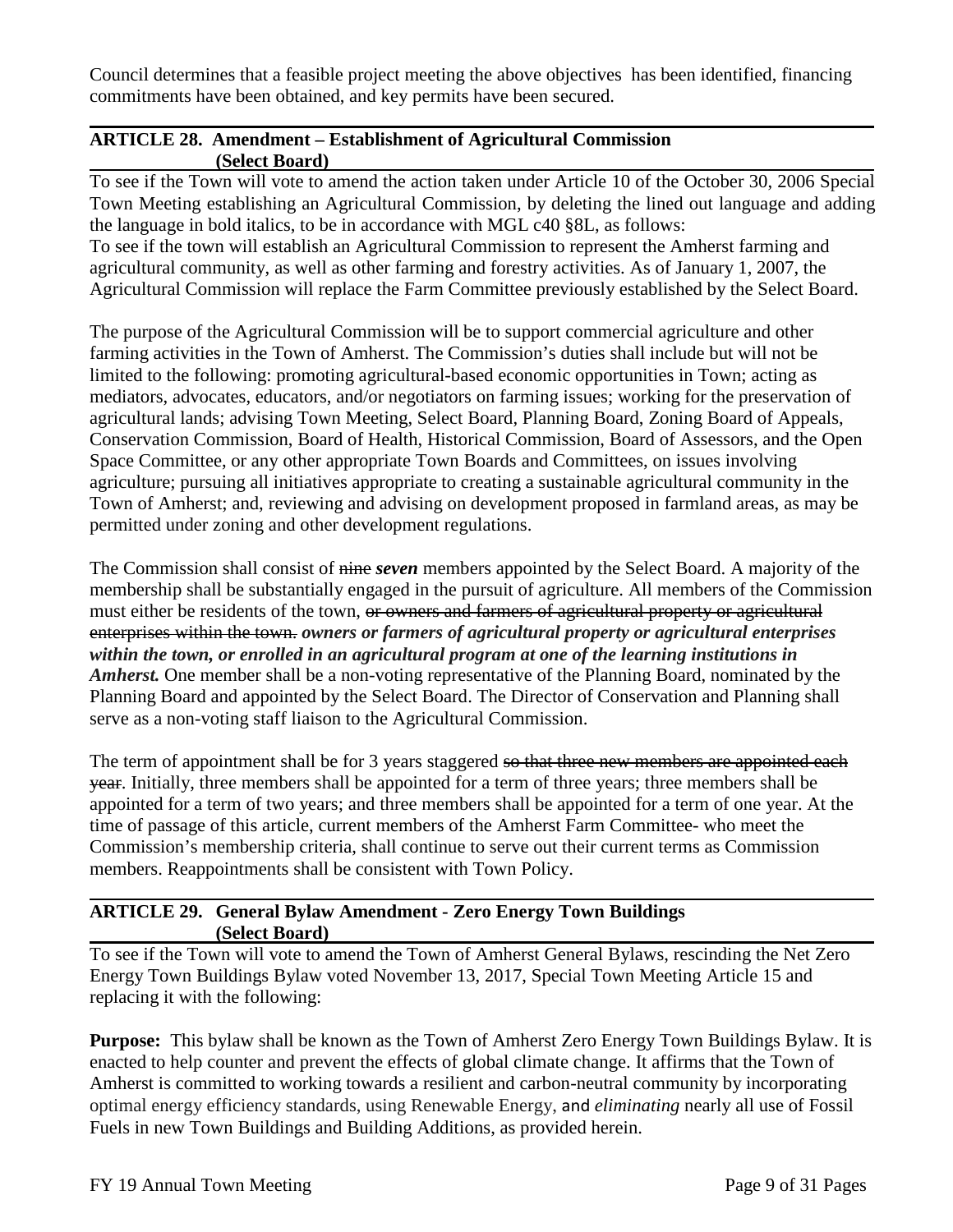Council determines that a feasible project meeting the above objectives has been identified, financing commitments have been obtained, and key permits have been secured.

## ARTICLE 28. Amendment – Establishment of Agricultural Commission (Select Board)

To see if the Town will vote to amend the action taken under Article 10 of the October 30, 2006 Special Town Meeting establishing an Agricultural Commission, by deleting the lined out language and adding the language in bold italics, to be in accordance with MGL c40 §8L, as follows:

To see if the town will establish an Agricultural Commission to represent the Amherst farming and agricultural community, as well as other farming and forestry activities. As of January 1, 2007, the Agricultural Commission will replace the Farm Committee previously established by the Select Board.

The purpose of the Agricultural Commission will be to support commercial agriculture and other farming activities in the Town of Amherst. The Commission's duties shall include but will not be limited to the following: promoting agricultural-based economic opportunities in Town; acting as mediators, advocates, educators, and/or negotiators on farming issues; working for the preservation of agricultural lands; advising Town Meeting, Select Board, Planning Board, Zoning Board of Appeals, Conservation Commission, Board of Health, Historical Commission, Board of Assessors, and the Open Space Committee, or any other appropriate Town Boards and Committees, on issues involving agriculture; pursuing all initiatives appropriate to creating a sustainable agricultural community in the Town of Amherst; and, reviewing and advising on development proposed in farmland areas, as may be permitted under zoning and other development regulations.

The Commission shall consist of ~~nine~~ ***seven*** members appointed by the Select Board. A majority of the membership shall be substantially engaged in the pursuit of agriculture. All members of the Commission must either be residents of the town, ~~or owners and farmers of agricultural property or agricultural enterprises within the town.~~ ***owners or farmers of agricultural property or agricultural enterprises within the town, or enrolled in an agricultural program at one of the learning institutions in Amherst.*** One member shall be a non-voting representative of the Planning Board, nominated by the Planning Board and appointed by the Select Board. The Director of Conservation and Planning shall serve as a non-voting staff liaison to the Agricultural Commission.

The term of appointment shall be for 3 years staggered ~~so that three new members are appointed each year~~. Initially, three members shall be appointed for a term of three years; three members shall be appointed for a term of two years; and three members shall be appointed for a term of one year. At the time of passage of this article, current members of the Amherst Farm Committee- who meet the Commission's membership criteria, shall continue to serve out their current terms as Commission members. Reappointments shall be consistent with Town Policy.

## ARTICLE 29. General Bylaw Amendment - Zero Energy Town Buildings (Select Board)

To see if the Town will vote to amend the Town of Amherst General Bylaws, rescinding the Net Zero Energy Town Buildings Bylaw voted November 13, 2017, Special Town Meeting Article 15 and replacing it with the following:

**Purpose:** This bylaw shall be known as the Town of Amherst Zero Energy Town Buildings Bylaw. It is enacted to help counter and prevent the effects of global climate change. It affirms that the Town of Amherst is committed to working towards a resilient and carbon-neutral community by incorporating optimal energy efficiency standards, using Renewable Energy, and *eliminating* nearly all use of Fossil Fuels in new Town Buildings and Building Additions, as provided herein.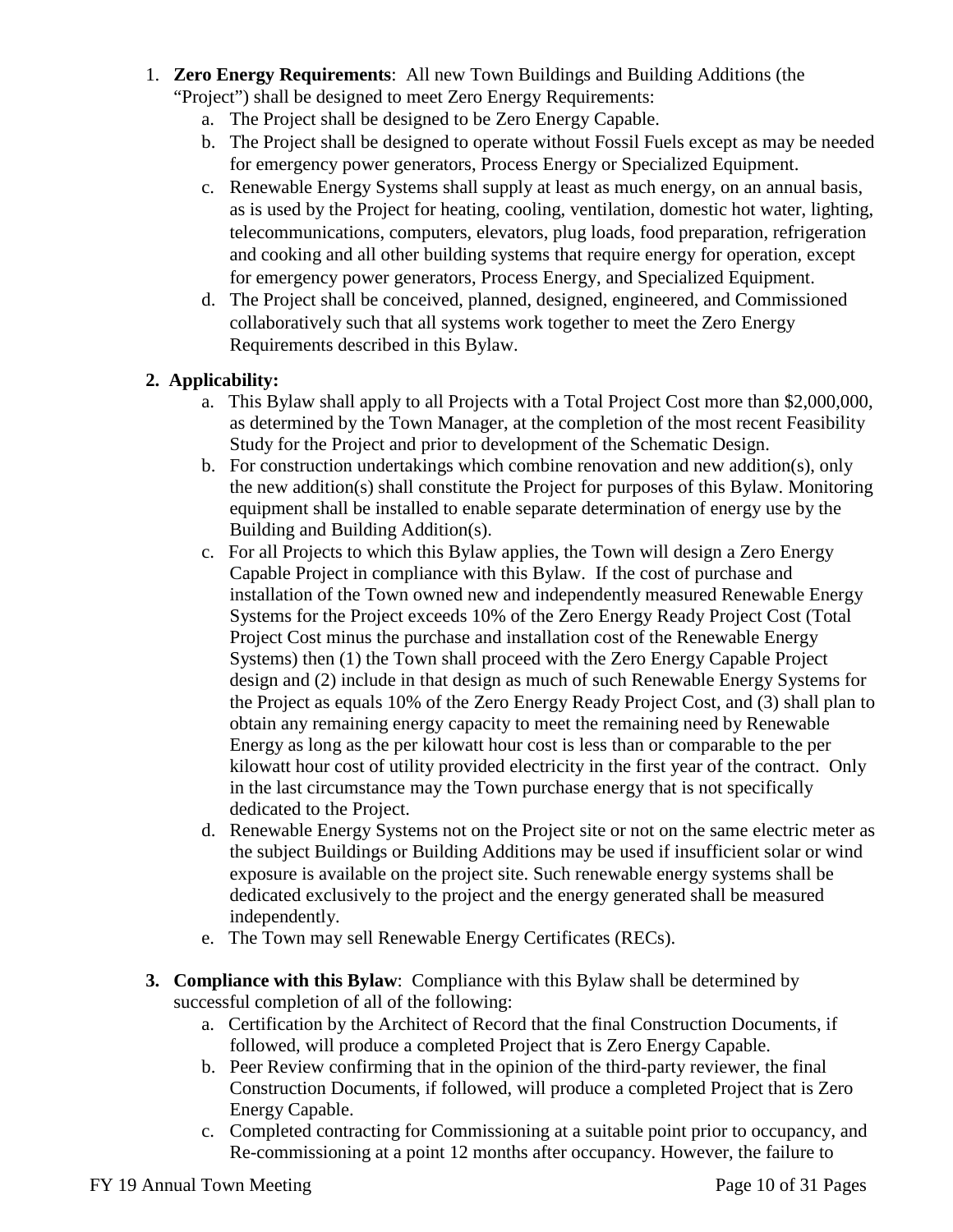1. **Zero Energy Requirements**: All new Town Buildings and Building Additions (the "Project") shall be designed to meet Zero Energy Requirements:
   a. The Project shall be designed to be Zero Energy Capable.
   b. The Project shall be designed to operate without Fossil Fuels except as may be needed for emergency power generators, Process Energy or Specialized Equipment.
   c. Renewable Energy Systems shall supply at least as much energy, on an annual basis, as is used by the Project for heating, cooling, ventilation, domestic hot water, lighting, telecommunications, computers, elevators, plug loads, food preparation, refrigeration and cooking and all other building systems that require energy for operation, except for emergency power generators, Process Energy, and Specialized Equipment.
   d. The Project shall be conceived, planned, designed, engineered, and Commissioned collaboratively such that all systems work together to meet the Zero Energy Requirements described in this Bylaw.

2. **Applicability:**
   a. This Bylaw shall apply to all Projects with a Total Project Cost more than $2,000,000, as determined by the Town Manager, at the completion of the most recent Feasibility Study for the Project and prior to development of the Schematic Design.
   b. For construction undertakings which combine renovation and new addition(s), only the new addition(s) shall constitute the Project for purposes of this Bylaw. Monitoring equipment shall be installed to enable separate determination of energy use by the Building and Building Addition(s).
   c. For all Projects to which this Bylaw applies, the Town will design a Zero Energy Capable Project in compliance with this Bylaw. If the cost of purchase and installation of the Town owned new and independently measured Renewable Energy Systems for the Project exceeds 10% of the Zero Energy Ready Project Cost (Total Project Cost minus the purchase and installation cost of the Renewable Energy Systems) then (1) the Town shall proceed with the Zero Energy Capable Project design and (2) include in that design as much of such Renewable Energy Systems for the Project as equals 10% of the Zero Energy Ready Project Cost, and (3) shall plan to obtain any remaining energy capacity to meet the remaining need by Renewable Energy as long as the per kilowatt hour cost is less than or comparable to the per kilowatt hour cost of utility provided electricity in the first year of the contract. Only in the last circumstance may the Town purchase energy that is not specifically dedicated to the Project.
   d. Renewable Energy Systems not on the Project site or not on the same electric meter as the subject Buildings or Building Additions may be used if insufficient solar or wind exposure is available on the project site. Such renewable energy systems shall be dedicated exclusively to the project and the energy generated shall be measured independently.
   e. The Town may sell Renewable Energy Certificates (RECs).

3. **Compliance with this Bylaw**: Compliance with this Bylaw shall be determined by successful completion of all of the following:
   a. Certification by the Architect of Record that the final Construction Documents, if followed, will produce a completed Project that is Zero Energy Capable.
   b. Peer Review confirming that in the opinion of the third-party reviewer, the final Construction Documents, if followed, will produce a completed Project that is Zero Energy Capable.
   c. Completed contracting for Commissioning at a suitable point prior to occupancy, and Re-commissioning at a point 12 months after occupancy. However, the failure to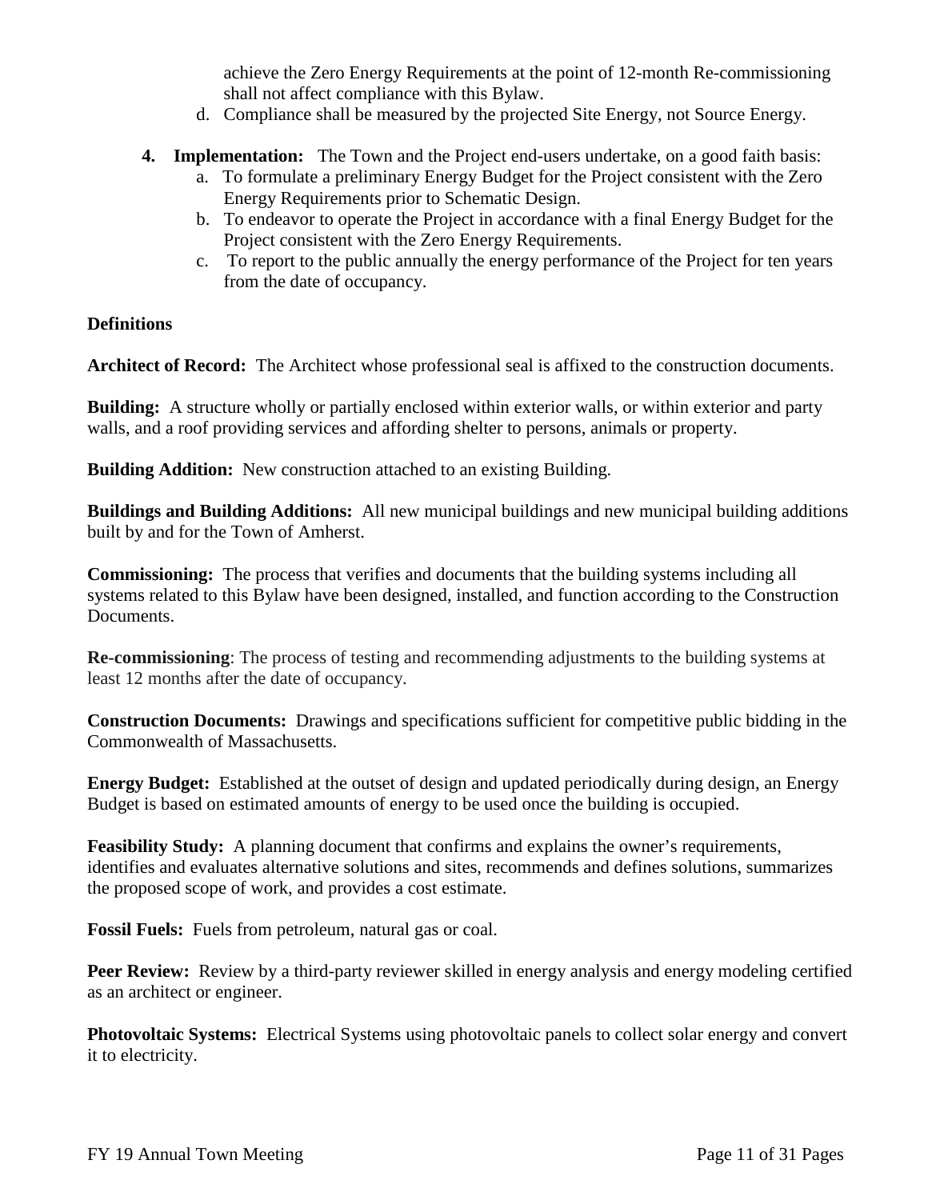achieve the Zero Energy Requirements at the point of 12-month Re-commissioning shall not affect compliance with this Bylaw.

d. Compliance shall be measured by the projected Site Energy, not Source Energy.

4. **Implementation:** The Town and the Project end-users undertake, on a good faith basis:
   a. To formulate a preliminary Energy Budget for the Project consistent with the Zero Energy Requirements prior to Schematic Design.
   b. To endeavor to operate the Project in accordance with a final Energy Budget for the Project consistent with the Zero Energy Requirements.
   c. To report to the public annually the energy performance of the Project for ten years from the date of occupancy.

**Definitions**

**Architect of Record:** The Architect whose professional seal is affixed to the construction documents.

**Building:** A structure wholly or partially enclosed within exterior walls, or within exterior and party walls, and a roof providing services and affording shelter to persons, animals or property.

**Building Addition:** New construction attached to an existing Building.

**Buildings and Building Additions:** All new municipal buildings and new municipal building additions built by and for the Town of Amherst.

**Commissioning:** The process that verifies and documents that the building systems including all systems related to this Bylaw have been designed, installed, and function according to the Construction Documents.

**Re-commissioning**: The process of testing and recommending adjustments to the building systems at least 12 months after the date of occupancy.

**Construction Documents:** Drawings and specifications sufficient for competitive public bidding in the Commonwealth of Massachusetts.

**Energy Budget:** Established at the outset of design and updated periodically during design, an Energy Budget is based on estimated amounts of energy to be used once the building is occupied.

**Feasibility Study:** A planning document that confirms and explains the owner's requirements, identifies and evaluates alternative solutions and sites, recommends and defines solutions, summarizes the proposed scope of work, and provides a cost estimate.

**Fossil Fuels:** Fuels from petroleum, natural gas or coal.

**Peer Review:** Review by a third-party reviewer skilled in energy analysis and energy modeling certified as an architect or engineer.

**Photovoltaic Systems:** Electrical Systems using photovoltaic panels to collect solar energy and convert it to electricity.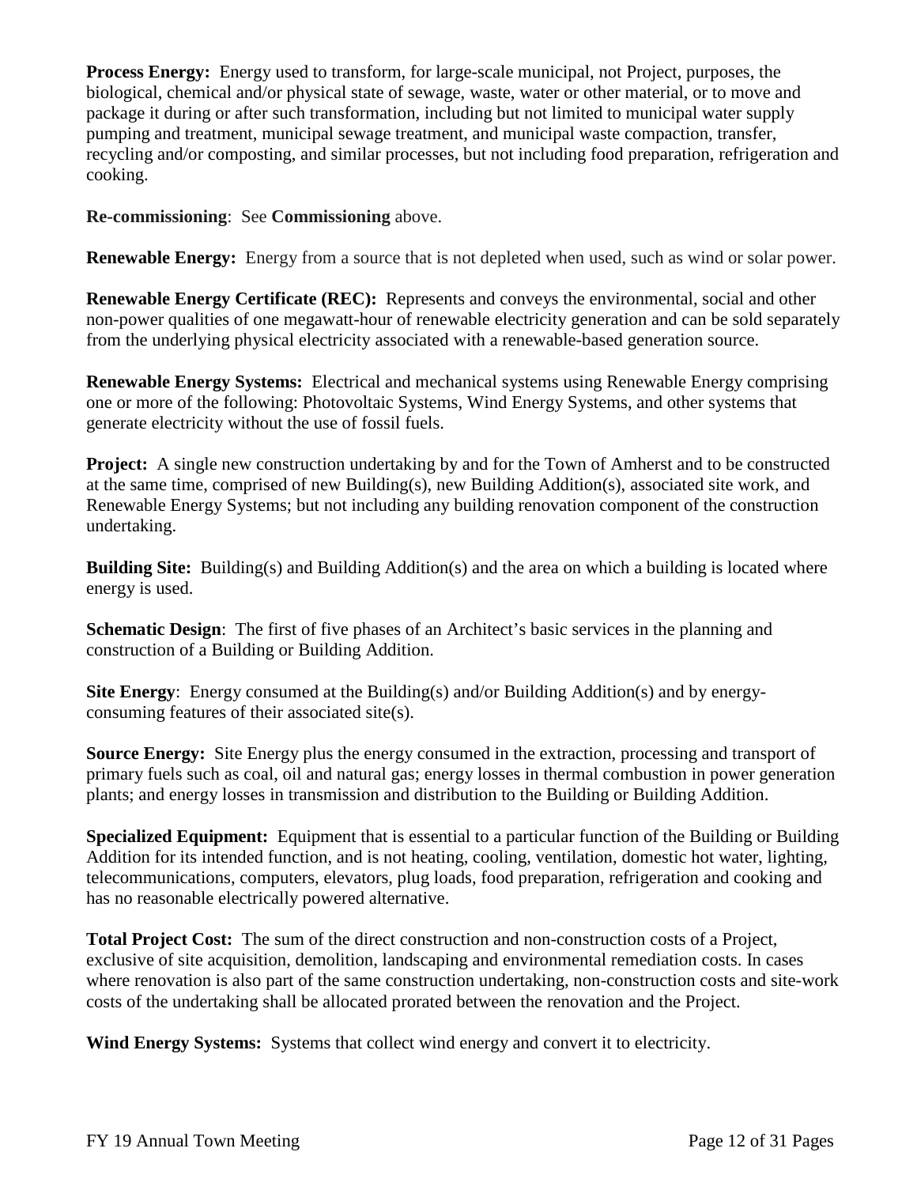**Process Energy:** Energy used to transform, for large-scale municipal, not Project, purposes, the biological, chemical and/or physical state of sewage, waste, water or other material, or to move and package it during or after such transformation, including but not limited to municipal water supply pumping and treatment, municipal sewage treatment, and municipal waste compaction, transfer, recycling and/or composting, and similar processes, but not including food preparation, refrigeration and cooking.

**Re-commissioning**: See **Commissioning** above.

**Renewable Energy:** Energy from a source that is not depleted when used, such as wind or solar power.

**Renewable Energy Certificate (REC):** Represents and conveys the environmental, social and other non-power qualities of one megawatt-hour of renewable electricity generation and can be sold separately from the underlying physical electricity associated with a renewable-based generation source.

**Renewable Energy Systems:** Electrical and mechanical systems using Renewable Energy comprising one or more of the following: Photovoltaic Systems, Wind Energy Systems, and other systems that generate electricity without the use of fossil fuels.

**Project:** A single new construction undertaking by and for the Town of Amherst and to be constructed at the same time, comprised of new Building(s), new Building Addition(s), associated site work, and Renewable Energy Systems; but not including any building renovation component of the construction undertaking.

**Building Site:** Building(s) and Building Addition(s) and the area on which a building is located where energy is used.

**Schematic Design**: The first of five phases of an Architect's basic services in the planning and construction of a Building or Building Addition.

**Site Energy**: Energy consumed at the Building(s) and/or Building Addition(s) and by energy-consuming features of their associated site(s).

**Source Energy:** Site Energy plus the energy consumed in the extraction, processing and transport of primary fuels such as coal, oil and natural gas; energy losses in thermal combustion in power generation plants; and energy losses in transmission and distribution to the Building or Building Addition.

**Specialized Equipment:** Equipment that is essential to a particular function of the Building or Building Addition for its intended function, and is not heating, cooling, ventilation, domestic hot water, lighting, telecommunications, computers, elevators, plug loads, food preparation, refrigeration and cooking and has no reasonable electrically powered alternative.

**Total Project Cost:** The sum of the direct construction and non-construction costs of a Project, exclusive of site acquisition, demolition, landscaping and environmental remediation costs. In cases where renovation is also part of the same construction undertaking, non-construction costs and site-work costs of the undertaking shall be allocated prorated between the renovation and the Project.

**Wind Energy Systems:** Systems that collect wind energy and convert it to electricity.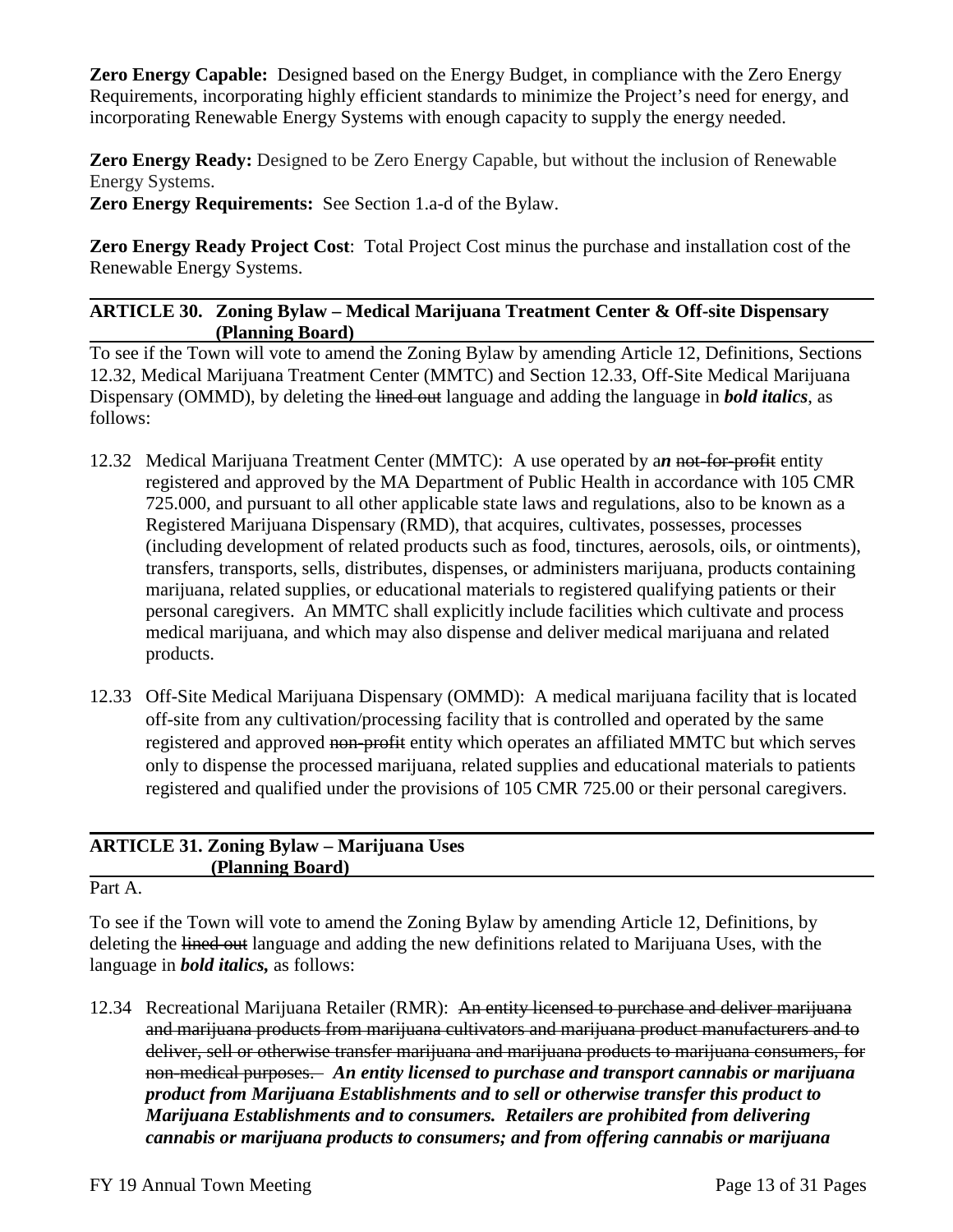**Zero Energy Capable:** Designed based on the Energy Budget, in compliance with the Zero Energy Requirements, incorporating highly efficient standards to minimize the Project's need for energy, and incorporating Renewable Energy Systems with enough capacity to supply the energy needed.

**Zero Energy Ready:** Designed to be Zero Energy Capable, but without the inclusion of Renewable Energy Systems.

**Zero Energy Requirements:** See Section 1.a-d of the Bylaw.

**Zero Energy Ready Project Cost**: Total Project Cost minus the purchase and installation cost of the Renewable Energy Systems.

## ARTICLE 30. Zoning Bylaw – Medical Marijuana Treatment Center & Off-site Dispensary (Planning Board)

To see if the Town will vote to amend the Zoning Bylaw by amending Article 12, Definitions, Sections 12.32, Medical Marijuana Treatment Center (MMTC) and Section 12.33, Off-Site Medical Marijuana Dispensary (OMMD), by deleting the ~~lined out~~ language and adding the language in ***bold italics***, as follows:

12.32 Medical Marijuana Treatment Center (MMTC): A use operated by a***n*** ~~not-for-profit~~ entity registered and approved by the MA Department of Public Health in accordance with 105 CMR 725.000, and pursuant to all other applicable state laws and regulations, also to be known as a Registered Marijuana Dispensary (RMD), that acquires, cultivates, possesses, processes (including development of related products such as food, tinctures, aerosols, oils, or ointments), transfers, transports, sells, distributes, dispenses, or administers marijuana, products containing marijuana, related supplies, or educational materials to registered qualifying patients or their personal caregivers. An MMTC shall explicitly include facilities which cultivate and process medical marijuana, and which may also dispense and deliver medical marijuana and related products.

12.33 Off-Site Medical Marijuana Dispensary (OMMD): A medical marijuana facility that is located off-site from any cultivation/processing facility that is controlled and operated by the same registered and approved ~~non-profit~~ entity which operates an affiliated MMTC but which serves only to dispense the processed marijuana, related supplies and educational materials to patients registered and qualified under the provisions of 105 CMR 725.00 or their personal caregivers.

## ARTICLE 31. Zoning Bylaw – Marijuana Uses (Planning Board)

Part A.

To see if the Town will vote to amend the Zoning Bylaw by amending Article 12, Definitions, by deleting the ~~lined out~~ language and adding the new definitions related to Marijuana Uses, with the language in ***bold italics,*** as follows:

12.34 Recreational Marijuana Retailer (RMR): ~~An entity licensed to purchase and deliver marijuana and marijuana products from marijuana cultivators and marijuana product manufacturers and to deliver, sell or otherwise transfer marijuana and marijuana products to marijuana consumers, for non-medical purposes.~~ ***An entity licensed to purchase and transport cannabis or marijuana product from Marijuana Establishments and to sell or otherwise transfer this product to Marijuana Establishments and to consumers. Retailers are prohibited from delivering cannabis or marijuana products to consumers; and from offering cannabis or marijuana***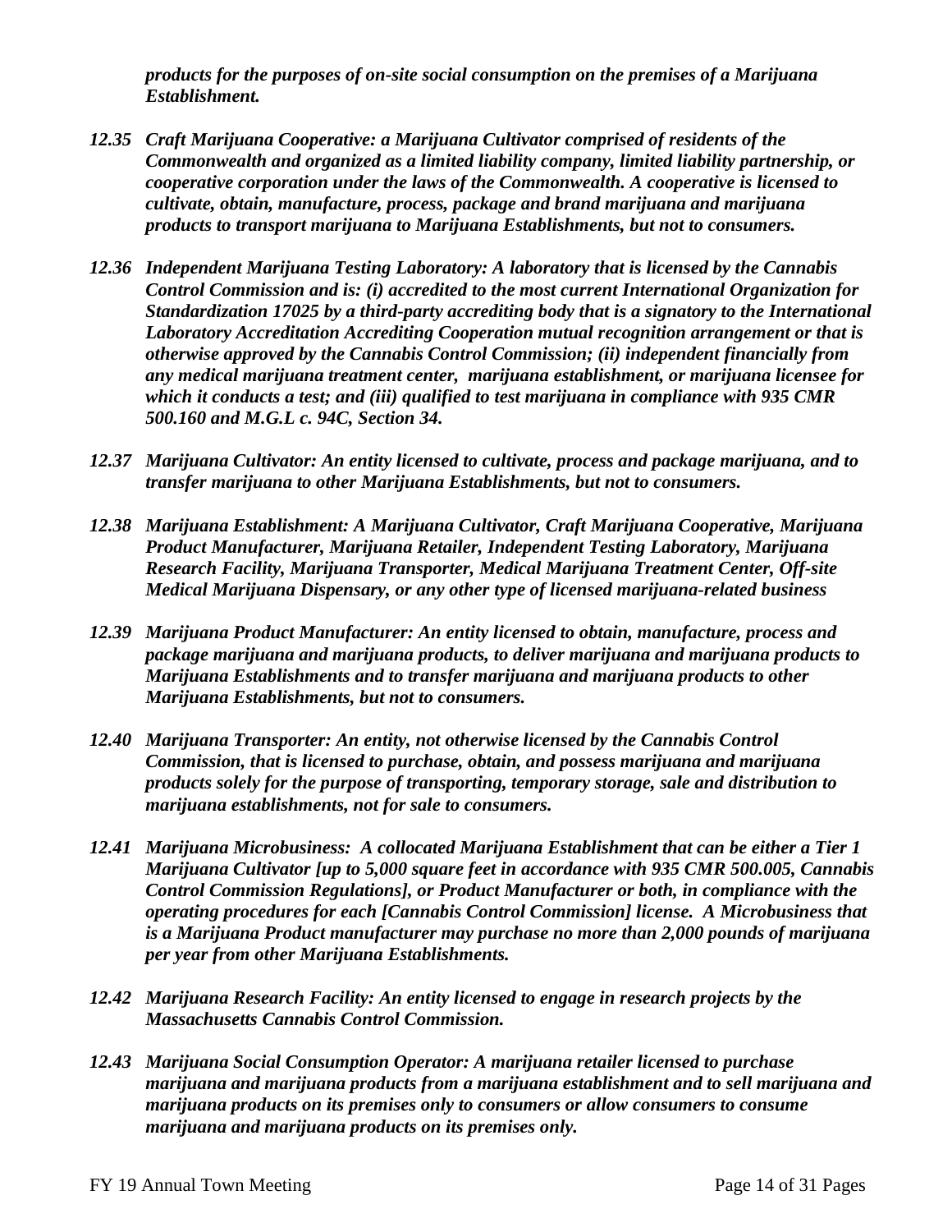*products for the purposes of on-site social consumption on the premises of a Marijuana Establishment.*

***12.35 Craft Marijuana Cooperative: a Marijuana Cultivator comprised of residents of the Commonwealth and organized as a limited liability company, limited liability partnership, or cooperative corporation under the laws of the Commonwealth. A cooperative is licensed to cultivate, obtain, manufacture, process, package and brand marijuana and marijuana products to transport marijuana to Marijuana Establishments, but not to consumers.***

***12.36 Independent Marijuana Testing Laboratory: A laboratory that is licensed by the Cannabis Control Commission and is: (i) accredited to the most current International Organization for Standardization 17025 by a third-party accrediting body that is a signatory to the International Laboratory Accreditation Accrediting Cooperation mutual recognition arrangement or that is otherwise approved by the Cannabis Control Commission; (ii) independent financially from any medical marijuana treatment center, marijuana establishment, or marijuana licensee for which it conducts a test; and (iii) qualified to test marijuana in compliance with 935 CMR 500.160 and M.G.L c. 94C, Section 34.***

***12.37 Marijuana Cultivator: An entity licensed to cultivate, process and package marijuana, and to transfer marijuana to other Marijuana Establishments, but not to consumers.***

***12.38 Marijuana Establishment: A Marijuana Cultivator, Craft Marijuana Cooperative, Marijuana Product Manufacturer, Marijuana Retailer, Independent Testing Laboratory, Marijuana Research Facility, Marijuana Transporter, Medical Marijuana Treatment Center, Off-site Medical Marijuana Dispensary, or any other type of licensed marijuana-related business***

***12.39 Marijuana Product Manufacturer: An entity licensed to obtain, manufacture, process and package marijuana and marijuana products, to deliver marijuana and marijuana products to Marijuana Establishments and to transfer marijuana and marijuana products to other Marijuana Establishments, but not to consumers.***

***12.40 Marijuana Transporter: An entity, not otherwise licensed by the Cannabis Control Commission, that is licensed to purchase, obtain, and possess marijuana and marijuana products solely for the purpose of transporting, temporary storage, sale and distribution to marijuana establishments, not for sale to consumers.***

***12.41 Marijuana Microbusiness: A collocated Marijuana Establishment that can be either a Tier 1 Marijuana Cultivator [up to 5,000 square feet in accordance with 935 CMR 500.005, Cannabis Control Commission Regulations], or Product Manufacturer or both, in compliance with the operating procedures for each [Cannabis Control Commission] license. A Microbusiness that is a Marijuana Product manufacturer may purchase no more than 2,000 pounds of marijuana per year from other Marijuana Establishments.***

***12.42 Marijuana Research Facility: An entity licensed to engage in research projects by the Massachusetts Cannabis Control Commission.***

***12.43 Marijuana Social Consumption Operator: A marijuana retailer licensed to purchase marijuana and marijuana products from a marijuana establishment and to sell marijuana and marijuana products on its premises only to consumers or allow consumers to consume marijuana and marijuana products on its premises only.***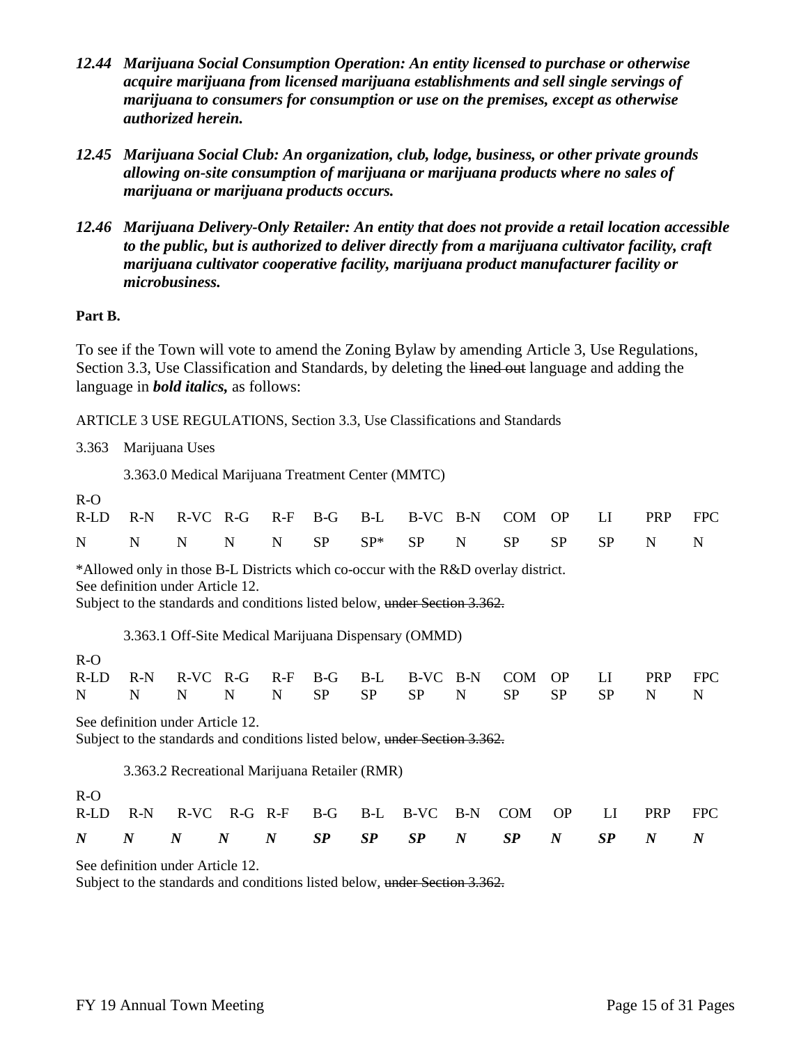***12.44 Marijuana Social Consumption Operation: An entity licensed to purchase or otherwise acquire marijuana from licensed marijuana establishments and sell single servings of marijuana to consumers for consumption or use on the premises, except as otherwise authorized herein.***

***12.45 Marijuana Social Club: An organization, club, lodge, business, or other private grounds allowing on-site consumption of marijuana or marijuana products where no sales of marijuana or marijuana products occurs.***

***12.46 Marijuana Delivery-Only Retailer: An entity that does not provide a retail location accessible to the public, but is authorized to deliver directly from a marijuana cultivator facility, craft marijuana cultivator cooperative facility, marijuana product manufacturer facility or microbusiness.***

**Part B.**

To see if the Town will vote to amend the Zoning Bylaw by amending Article 3, Use Regulations, Section 3.3, Use Classification and Standards, by deleting the ~~lined out~~ language and adding the language in ***bold italics,*** as follows:

ARTICLE 3 USE REGULATIONS, Section 3.3, Use Classifications and Standards

3.363 Marijuana Uses

3.363.0 Medical Marijuana Treatment Center (MMTC)

| R-O R-LD | R-N | R-VC | R-G | R-F | B-G | B-L | B-VC | B-N | COM | OP | LI | PRP | FPC |
|---|---|---|---|---|---|---|---|---|---|---|---|---|---|
| N | N | N | N | N | SP | SP* | SP | N | SP | SP | SP | N | N |

*Allowed only in those B-L Districts which co-occur with the R&D overlay district.
See definition under Article 12.
Subject to the standards and conditions listed below, ~~under Section 3.362.~~

3.363.1 Off-Site Medical Marijuana Dispensary (OMMD)

| R-O R-LD | R-N | R-VC | R-G | R-F | B-G | B-L | B-VC | B-N | COM | OP | LI | PRP | FPC |
|---|---|---|---|---|---|---|---|---|---|---|---|---|---|
| N | N | N | N | N | SP | SP | SP | N | SP | SP | SP | N | N |

See definition under Article 12.
Subject to the standards and conditions listed below, ~~under Section 3.362.~~

3.363.2 Recreational Marijuana Retailer (RMR)

| R-O R-LD | R-N | R-VC | R-G | R-F | B-G | B-L | B-VC | B-N | COM | OP | LI | PRP | FPC |
|---|---|---|---|---|---|---|---|---|---|---|---|---|---|
| ***N*** | ***N*** | ***N*** | ***N*** | ***N*** | ***SP*** | ***SP*** | ***SP*** | ***N*** | ***SP*** | ***N*** | ***SP*** | ***N*** | ***N*** |

See definition under Article 12.
Subject to the standards and conditions listed below, ~~under Section 3.362.~~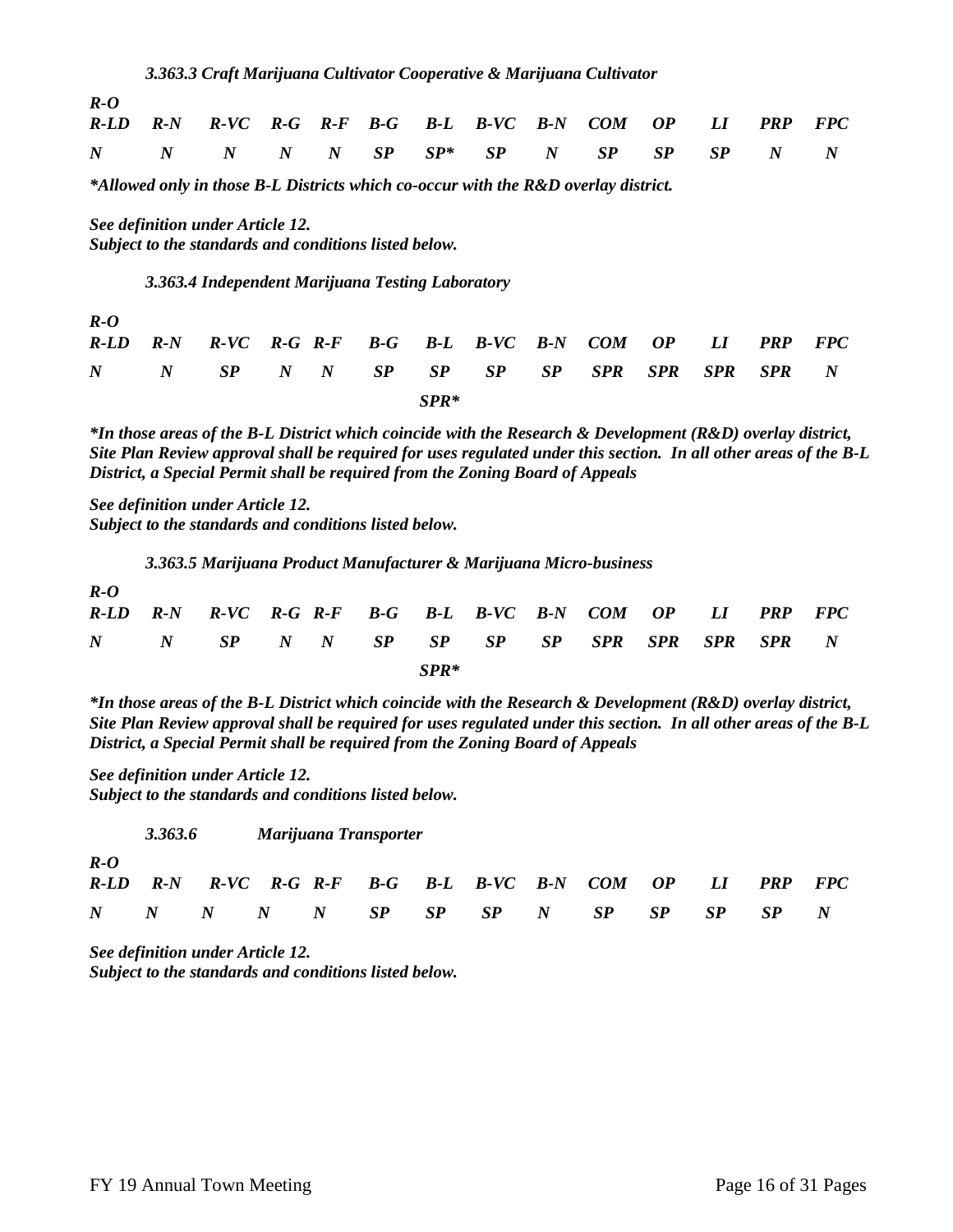*3.363.3 Craft Marijuana Cultivator Cooperative & Marijuana Cultivator*

| *R-O R-LD* | *R-N* | *R-VC* | *R-G* | *R-F* | *B-G* | *B-L* | *B-VC* | *B-N* | *COM* | *OP* | *LI* | *PRP* | *FPC* |
|---|---|---|---|---|---|---|---|---|---|---|---|---|---|
| *N* | *N* | *N* | *N* | *N* | *SP* | *SP** | *SP* | *N* | *SP* | *SP* | *SP* | *N* | *N* |

****Allowed only in those B-L Districts which co-occur with the R&D overlay district.***

***See definition under Article 12.***
***Subject to the standards and conditions listed below.***

*3.363.4 Independent Marijuana Testing Laboratory*

| *R-O R-LD* | *R-N* | *R-VC* | *R-G* | *R-F* | *B-G* | *B-L* | *B-VC* | *B-N* | *COM* | *OP* | *LI* | *PRP* | *FPC* |
|---|---|---|---|---|---|---|---|---|---|---|---|---|---|
| *N* | *N* | *SP* | *N* | *N* | *SP* | *SP* *SPR** | *SP* | *SP* | *SPR* | *SPR* | *SPR* | *SPR* | *N* |

****In those areas of the B-L District which coincide with the Research & Development (R&D) overlay district, Site Plan Review approval shall be required for uses regulated under this section. In all other areas of the B-L District, a Special Permit shall be required from the Zoning Board of Appeals***

***See definition under Article 12.***
***Subject to the standards and conditions listed below.***

*3.363.5 Marijuana Product Manufacturer & Marijuana Micro-business*

| *R-O R-LD* | *R-N* | *R-VC* | *R-G* | *R-F* | *B-G* | *B-L* | *B-VC* | *B-N* | *COM* | *OP* | *LI* | *PRP* | *FPC* |
|---|---|---|---|---|---|---|---|---|---|---|---|---|---|
| *N* | *N* | *SP* | *N* | *N* | *SP* | *SP* *SPR** | *SP* | *SP* | *SPR* | *SPR* | *SPR* | *SPR* | *N* |

****In those areas of the B-L District which coincide with the Research & Development (R&D) overlay district, Site Plan Review approval shall be required for uses regulated under this section. In all other areas of the B-L District, a Special Permit shall be required from the Zoning Board of Appeals***

***See definition under Article 12.***
***Subject to the standards and conditions listed below.***

*3.363.6 Marijuana Transporter*

| *R-O R-LD* | *R-N* | *R-VC* | *R-G* | *R-F* | *B-G* | *B-L* | *B-VC* | *B-N* | *COM* | *OP* | *LI* | *PRP* | *FPC* |
|---|---|---|---|---|---|---|---|---|---|---|---|---|---|
| *N* | *N* | *N* | *N* | *N* | *SP* | *SP* | *SP* | *N* | *SP* | *SP* | *SP* | *SP* | *N* |

***See definition under Article 12.***
***Subject to the standards and conditions listed below.***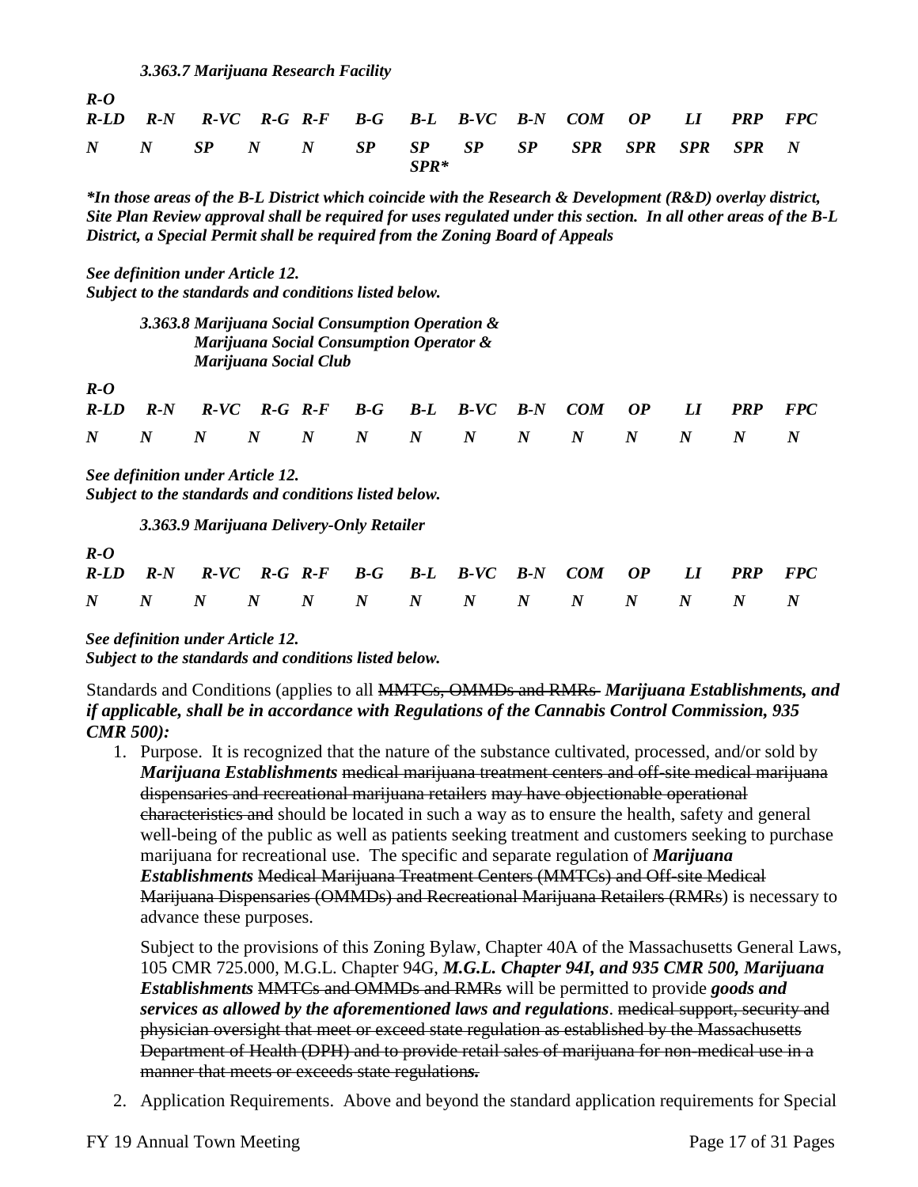***3.363.7 Marijuana Research Facility***

| ***R-O R-LD*** | ***R-N*** | ***R-VC*** | ***R-G*** | ***R-F*** | ***B-G*** | ***B-L*** | ***B-VC*** | ***B-N*** | ***COM*** | ***OP*** | ***LI*** | ***PRP*** | ***FPC*** |
|---|---|---|---|---|---|---|---|---|---|---|---|---|---|
| ***N*** | ***N*** | ***SP*** | ***N*** | ***N*** | ***SP*** | ***SP SPR**** | ***SP*** | ***SP*** | ***SPR*** | ***SPR*** | ***SPR*** | ***SPR*** | ***N*** |

****In those areas of the B-L District which coincide with the Research & Development (R&D) overlay district, Site Plan Review approval shall be required for uses regulated under this section. In all other areas of the B-L District, a Special Permit shall be required from the Zoning Board of Appeals***

***See definition under Article 12.***
***Subject to the standards and conditions listed below.***

***3.363.8 Marijuana Social Consumption Operation & Marijuana Social Consumption Operator & Marijuana Social Club***

| ***R-O R-LD*** | ***R-N*** | ***R-VC*** | ***R-G*** | ***R-F*** | ***B-G*** | ***B-L*** | ***B-VC*** | ***B-N*** | ***COM*** | ***OP*** | ***LI*** | ***PRP*** | ***FPC*** |
|---|---|---|---|---|---|---|---|---|---|---|---|---|---|
| ***N*** | ***N*** | ***N*** | ***N*** | ***N*** | ***N*** | ***N*** | ***N*** | ***N*** | ***N*** | ***N*** | ***N*** | ***N*** | ***N*** |

***See definition under Article 12.***
***Subject to the standards and conditions listed below.***

***3.363.9 Marijuana Delivery-Only Retailer***

| ***R-O R-LD*** | ***R-N*** | ***R-VC*** | ***R-G*** | ***R-F*** | ***B-G*** | ***B-L*** | ***B-VC*** | ***B-N*** | ***COM*** | ***OP*** | ***LI*** | ***PRP*** | ***FPC*** |
|---|---|---|---|---|---|---|---|---|---|---|---|---|---|
| ***N*** | ***N*** | ***N*** | ***N*** | ***N*** | ***N*** | ***N*** | ***N*** | ***N*** | ***N*** | ***N*** | ***N*** | ***N*** | ***N*** |

***See definition under Article 12.***
***Subject to the standards and conditions listed below.***

Standards and Conditions (applies to all ~~MMTCs, OMMDs and RMRs~~ ***Marijuana Establishments, and if applicable, shall be in accordance with Regulations of the Cannabis Control Commission, 935 CMR 500):***

1. Purpose. It is recognized that the nature of the substance cultivated, processed, and/or sold by ***Marijuana Establishments*** ~~medical marijuana treatment centers and off-site medical marijuana dispensaries and recreational marijuana retailers may have objectionable operational characteristics and~~ should be located in such a way as to ensure the health, safety and general well-being of the public as well as patients seeking treatment and customers seeking to purchase marijuana for recreational use. The specific and separate regulation of ***Marijuana Establishments*** ~~Medical Marijuana Treatment Centers (MMTCs) and Off-site Medical Marijuana Dispensaries (OMMDs) and Recreational Marijuana Retailers (RMRs~~) is necessary to advance these purposes.

   Subject to the provisions of this Zoning Bylaw, Chapter 40A of the Massachusetts General Laws, 105 CMR 725.000, M.G.L. Chapter 94G, ***M.G.L. Chapter 94I, and 935 CMR 500, Marijuana Establishments*** ~~MMTCs and OMMDs and RMRs~~ will be permitted to provide ***goods and services as allowed by the aforementioned laws and regulations***. ~~medical support, security and physician oversight that meet or exceed state regulation as established by the Massachusetts Department of Health (DPH) and to provide retail sales of marijuana for non-medical use in a manner that meets or exceeds state regulations.~~

2. Application Requirements. Above and beyond the standard application requirements for Special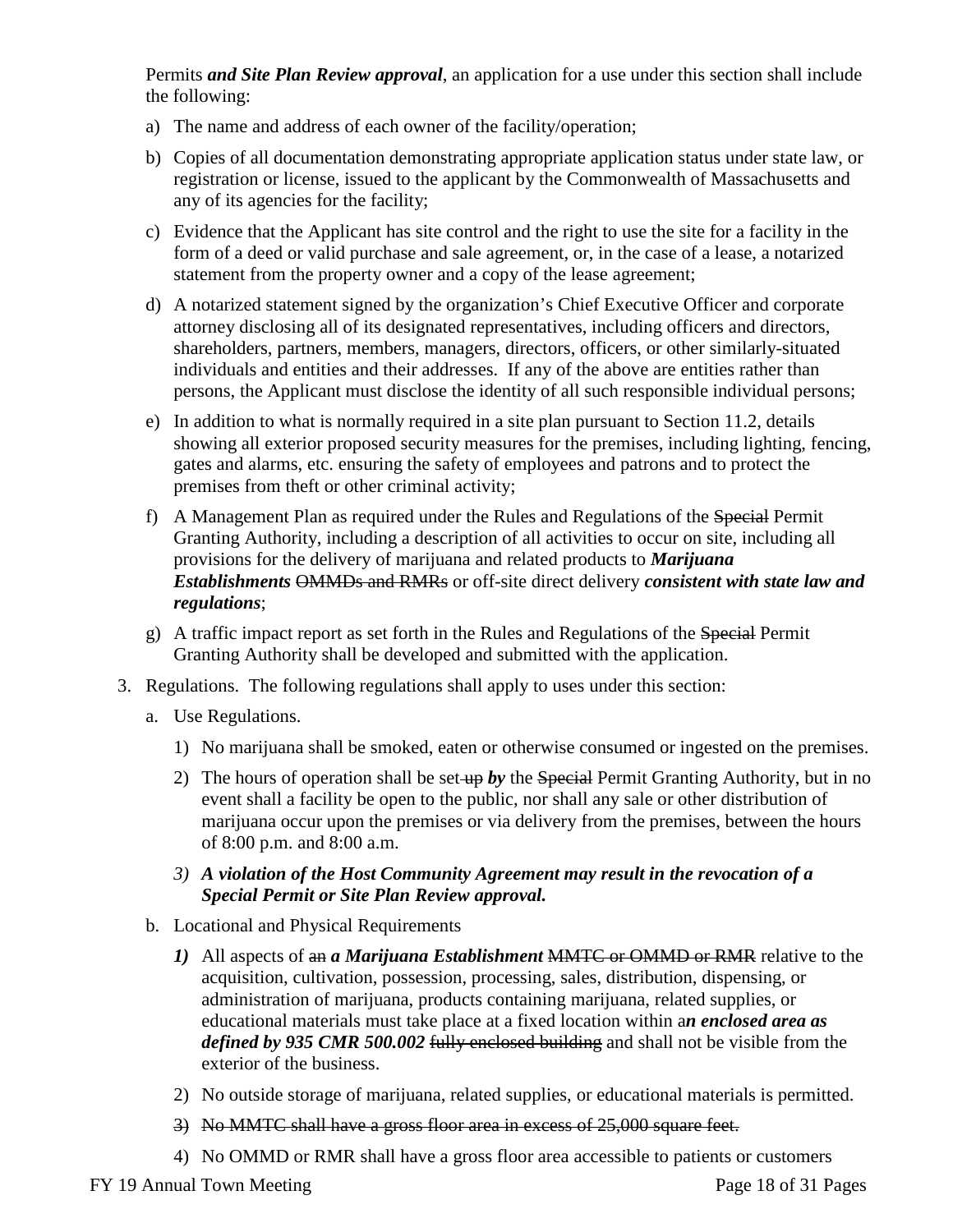Permits ***and Site Plan Review approval***, an application for a use under this section shall include the following:

a) The name and address of each owner of the facility/operation;

b) Copies of all documentation demonstrating appropriate application status under state law, or registration or license, issued to the applicant by the Commonwealth of Massachusetts and any of its agencies for the facility;

c) Evidence that the Applicant has site control and the right to use the site for a facility in the form of a deed or valid purchase and sale agreement, or, in the case of a lease, a notarized statement from the property owner and a copy of the lease agreement;

d) A notarized statement signed by the organization's Chief Executive Officer and corporate attorney disclosing all of its designated representatives, including officers and directors, shareholders, partners, members, managers, directors, officers, or other similarly-situated individuals and entities and their addresses. If any of the above are entities rather than persons, the Applicant must disclose the identity of all such responsible individual persons;

e) In addition to what is normally required in a site plan pursuant to Section 11.2, details showing all exterior proposed security measures for the premises, including lighting, fencing, gates and alarms, etc. ensuring the safety of employees and patrons and to protect the premises from theft or other criminal activity;

f) A Management Plan as required under the Rules and Regulations of the ~~Special~~ Permit Granting Authority, including a description of all activities to occur on site, including all provisions for the delivery of marijuana and related products to ***Marijuana Establishments*** ~~OMMDs and RMRs~~ or off-site direct delivery ***consistent with state law and regulations***;

g) A traffic impact report as set forth in the Rules and Regulations of the ~~Special~~ Permit Granting Authority shall be developed and submitted with the application.

3. Regulations. The following regulations shall apply to uses under this section:

   a. Use Regulations.

      1) No marijuana shall be smoked, eaten or otherwise consumed or ingested on the premises.

      2) The hours of operation shall be set ~~up~~ ***by*** the ~~Special~~ Permit Granting Authority, but in no event shall a facility be open to the public, nor shall any sale or other distribution of marijuana occur upon the premises or via delivery from the premises, between the hours of 8:00 p.m. and 8:00 a.m.

      ***3) A violation of the Host Community Agreement may result in the revocation of a Special Permit or Site Plan Review approval.***

   b. Locational and Physical Requirements

      ***1)*** All aspects of ~~an~~ ***a Marijuana Establishment*** ~~MMTC or OMMD or RMR~~ relative to the acquisition, cultivation, possession, processing, sales, distribution, dispensing, or administration of marijuana, products containing marijuana, related supplies, or educational materials must take place at a fixed location within a***n enclosed area as defined by 935 CMR 500.002*** ~~fully enclosed building~~ and shall not be visible from the exterior of the business.

      2) No outside storage of marijuana, related supplies, or educational materials is permitted.

      ~~3) No MMTC shall have a gross floor area in excess of 25,000 square feet.~~

      4) No OMMD or RMR shall have a gross floor area accessible to patients or customers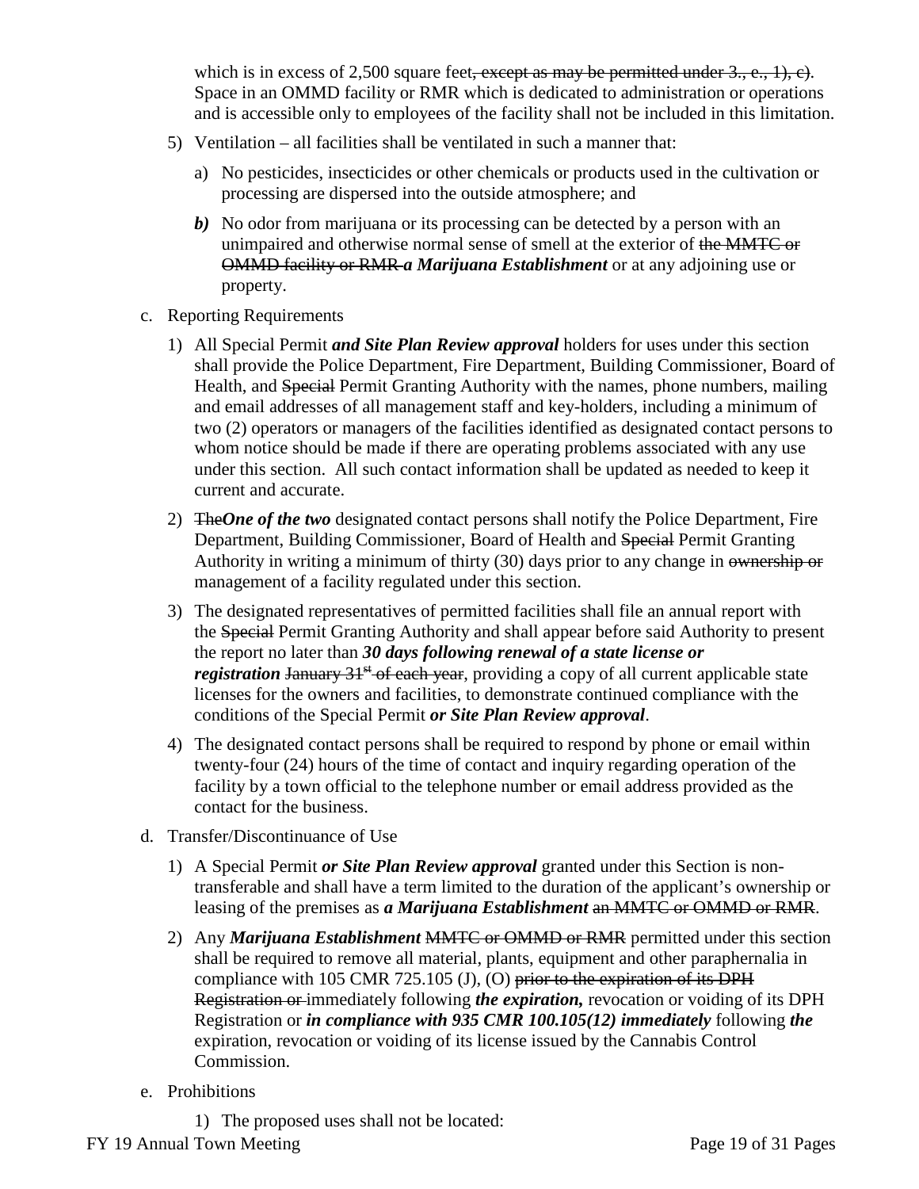which is in excess of 2,500 square feet~~, except as may be permitted under 3., e., 1), c)~~. Space in an OMMD facility or RMR which is dedicated to administration or operations and is accessible only to employees of the facility shall not be included in this limitation.

5) Ventilation – all facilities shall be ventilated in such a manner that:

   a) No pesticides, insecticides or other chemicals or products used in the cultivation or processing are dispersed into the outside atmosphere; and

   ***b)*** No odor from marijuana or its processing can be detected by a person with an unimpaired and otherwise normal sense of smell at the exterior of ~~the MMTC or OMMD facility or RMR~~ ***a Marijuana Establishment*** or at any adjoining use or property.

c. Reporting Requirements

   1) All Special Permit ***and Site Plan Review approval*** holders for uses under this section shall provide the Police Department, Fire Department, Building Commissioner, Board of Health, and ~~Special~~ Permit Granting Authority with the names, phone numbers, mailing and email addresses of all management staff and key-holders, including a minimum of two (2) operators or managers of the facilities identified as designated contact persons to whom notice should be made if there are operating problems associated with any use under this section. All such contact information shall be updated as needed to keep it current and accurate.

   2) ~~The~~***One of the two*** designated contact persons shall notify the Police Department, Fire Department, Building Commissioner, Board of Health and ~~Special~~ Permit Granting Authority in writing a minimum of thirty (30) days prior to any change in ~~ownership or~~ management of a facility regulated under this section.

   3) The designated representatives of permitted facilities shall file an annual report with the ~~Special~~ Permit Granting Authority and shall appear before said Authority to present the report no later than ***30 days following renewal of a state license or registration*** ~~January 31st of each year~~, providing a copy of all current applicable state licenses for the owners and facilities, to demonstrate continued compliance with the conditions of the Special Permit ***or Site Plan Review approval***.

   4) The designated contact persons shall be required to respond by phone or email within twenty-four (24) hours of the time of contact and inquiry regarding operation of the facility by a town official to the telephone number or email address provided as the contact for the business.

d. Transfer/Discontinuance of Use

   1) A Special Permit ***or Site Plan Review approval*** granted under this Section is non-transferable and shall have a term limited to the duration of the applicant's ownership or leasing of the premises as ***a Marijuana Establishment*** ~~an MMTC or OMMD or RMR~~.

   2) Any ***Marijuana Establishment*** ~~MMTC or OMMD or RMR~~ permitted under this section shall be required to remove all material, plants, equipment and other paraphernalia in compliance with 105 CMR 725.105 (J), (O) ~~prior to the expiration of its DPH Registration or~~ immediately following ***the expiration,*** revocation or voiding of its DPH Registration or ***in compliance with 935 CMR 100.105(12) immediately*** following ***the*** expiration, revocation or voiding of its license issued by the Cannabis Control Commission.

e. Prohibitions

   1) The proposed uses shall not be located: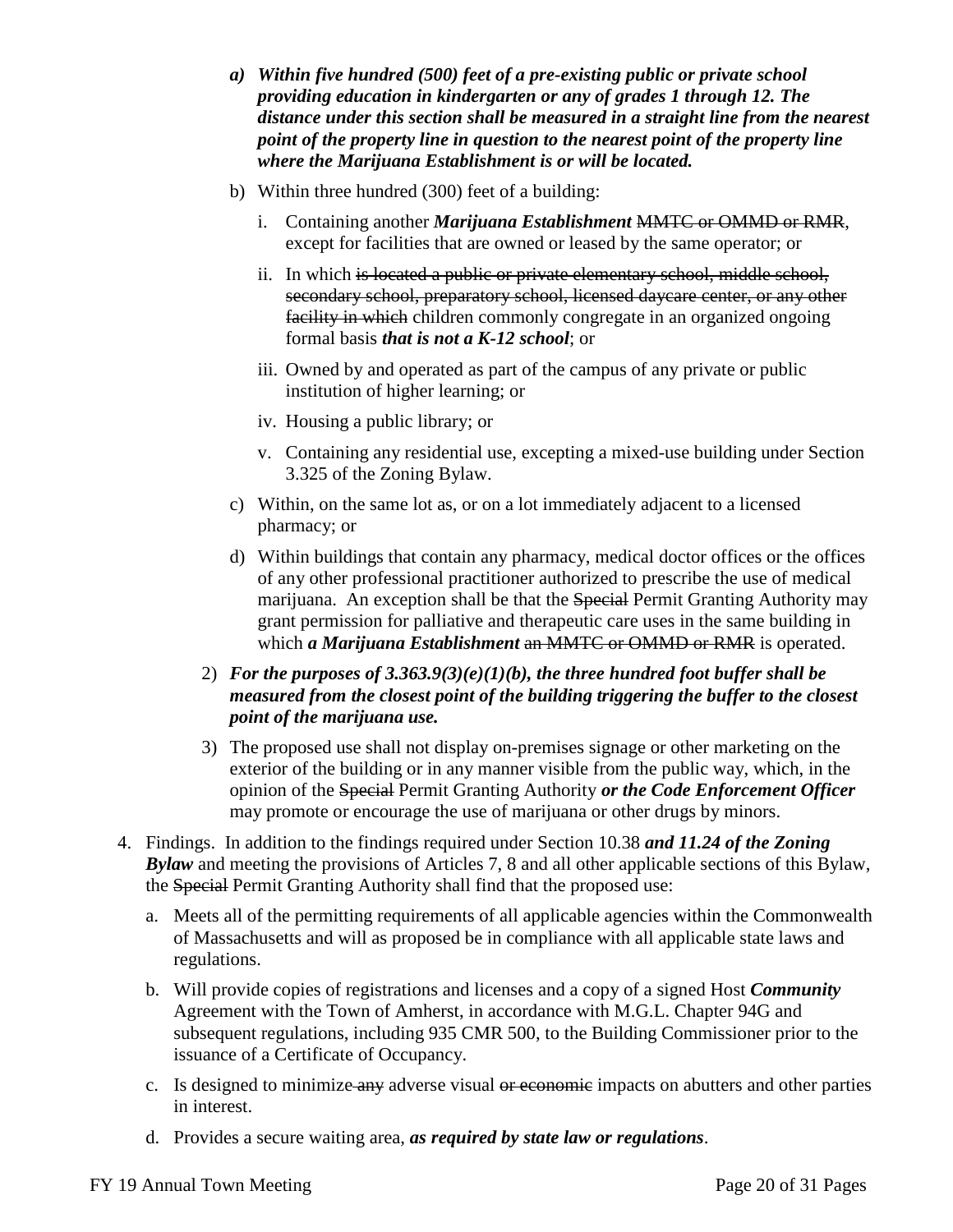a) ***Within five hundred (500) feet of a pre-existing public or private school providing education in kindergarten or any of grades 1 through 12. The distance under this section shall be measured in a straight line from the nearest point of the property line in question to the nearest point of the property line where the Marijuana Establishment is or will be located.***

b) Within three hundred (300) feet of a building:

   i. Containing another ***Marijuana Establishment*** ~~MMTC or OMMD or RMR~~, except for facilities that are owned or leased by the same operator; or

   ii. In which ~~is located a public or private elementary school, middle school, secondary school, preparatory school, licensed daycare center, or any other facility in which~~ children commonly congregate in an organized ongoing formal basis ***that is not a K-12 school***; or

   iii. Owned by and operated as part of the campus of any private or public institution of higher learning; or

   iv. Housing a public library; or

   v. Containing any residential use, excepting a mixed-use building under Section 3.325 of the Zoning Bylaw.

c) Within, on the same lot as, or on a lot immediately adjacent to a licensed pharmacy; or

d) Within buildings that contain any pharmacy, medical doctor offices or the offices of any other professional practitioner authorized to prescribe the use of medical marijuana. An exception shall be that the ~~Special~~ Permit Granting Authority may grant permission for palliative and therapeutic care uses in the same building in which ***a Marijuana Establishment*** ~~an MMTC or OMMD or RMR~~ is operated.

2) ***For the purposes of 3.363.9(3)(e)(1)(b), the three hundred foot buffer shall be measured from the closest point of the building triggering the buffer to the closest point of the marijuana use.***

3) The proposed use shall not display on-premises signage or other marketing on the exterior of the building or in any manner visible from the public way, which, in the opinion of the ~~Special~~ Permit Granting Authority ***or the Code Enforcement Officer*** may promote or encourage the use of marijuana or other drugs by minors.

4. Findings. In addition to the findings required under Section 10.38 ***and 11.24 of the Zoning Bylaw*** and meeting the provisions of Articles 7, 8 and all other applicable sections of this Bylaw, the ~~Special~~ Permit Granting Authority shall find that the proposed use:

   a. Meets all of the permitting requirements of all applicable agencies within the Commonwealth of Massachusetts and will as proposed be in compliance with all applicable state laws and regulations.

   b. Will provide copies of registrations and licenses and a copy of a signed Host ***Community*** Agreement with the Town of Amherst, in accordance with M.G.L. Chapter 94G and subsequent regulations, including 935 CMR 500, to the Building Commissioner prior to the issuance of a Certificate of Occupancy.

   c. Is designed to minimize ~~any~~ adverse visual ~~or economic~~ impacts on abutters and other parties in interest.

   d. Provides a secure waiting area, ***as required by state law or regulations***.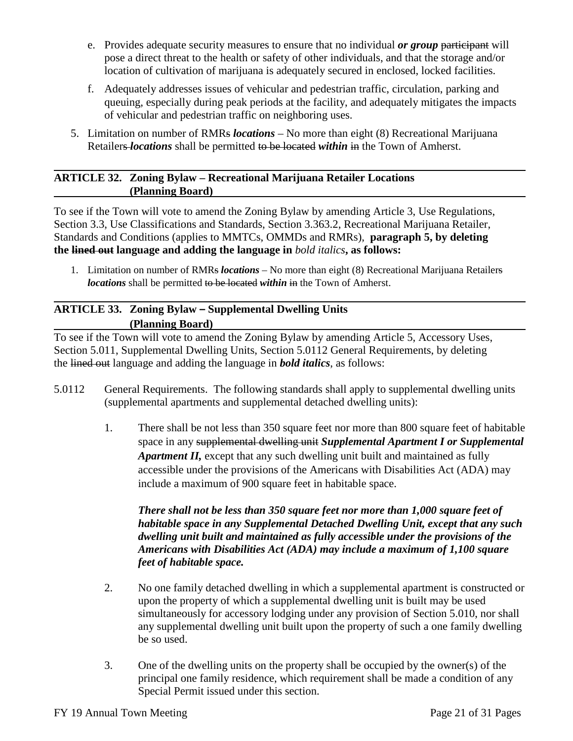e. Provides adequate security measures to ensure that no individual ***or group*** ~~participant~~ will pose a direct threat to the health or safety of other individuals, and that the storage and/or location of cultivation of marijuana is adequately secured in enclosed, locked facilities.

f. Adequately addresses issues of vehicular and pedestrian traffic, circulation, parking and queuing, especially during peak periods at the facility, and adequately mitigates the impacts of vehicular and pedestrian traffic on neighboring uses.

5. Limitation on number of RMR~~s~~ ***locations*** – No more than eight (8) Recreational Marijuana Retailer~~s~~ ***locations*** shall be permitted ~~to be located~~ ***within*** ~~in~~ the Town of Amherst.

## ARTICLE 32. Zoning Bylaw – Recreational Marijuana Retailer Locations (Planning Board)

To see if the Town will vote to amend the Zoning Bylaw by amending Article 3, Use Regulations, Section 3.3, Use Classifications and Standards, Section 3.363.2, Recreational Marijuana Retailer, Standards and Conditions (applies to MMTCs, OMMDs and RMRs), **paragraph 5, by deleting the ~~lined out~~ language and adding the language in** *bold italics***, as follows:**

1. Limitation on number of RMR~~s~~ ***locations*** – No more than eight (8) Recreational Marijuana Retailer~~s~~ ***locations*** shall be permitted ~~to be located~~ ***within*** ~~in~~ the Town of Amherst.

## ARTICLE 33. Zoning Bylaw – Supplemental Dwelling Units (Planning Board)

To see if the Town will vote to amend the Zoning Bylaw by amending Article 5, Accessory Uses, Section 5.011, Supplemental Dwelling Units, Section 5.0112 General Requirements, by deleting the ~~lined out~~ language and adding the language in ***bold italics***, as follows:

5.0112 General Requirements. The following standards shall apply to supplemental dwelling units (supplemental apartments and supplemental detached dwelling units):

1. There shall be not less than 350 square feet nor more than 800 square feet of habitable space in any ~~supplemental dwelling unit~~ ***Supplemental Apartment I or Supplemental Apartment II,*** except that any such dwelling unit built and maintained as fully accessible under the provisions of the Americans with Disabilities Act (ADA) may include a maximum of 900 square feet in habitable space.

   ***There shall not be less than 350 square feet nor more than 1,000 square feet of habitable space in any Supplemental Detached Dwelling Unit, except that any such dwelling unit built and maintained as fully accessible under the provisions of the Americans with Disabilities Act (ADA) may include a maximum of 1,100 square feet of habitable space.***

2. No one family detached dwelling in which a supplemental apartment is constructed or upon the property of which a supplemental dwelling unit is built may be used simultaneously for accessory lodging under any provision of Section 5.010, nor shall any supplemental dwelling unit built upon the property of such a one family dwelling be so used.

3. One of the dwelling units on the property shall be occupied by the owner(s) of the principal one family residence, which requirement shall be made a condition of any Special Permit issued under this section.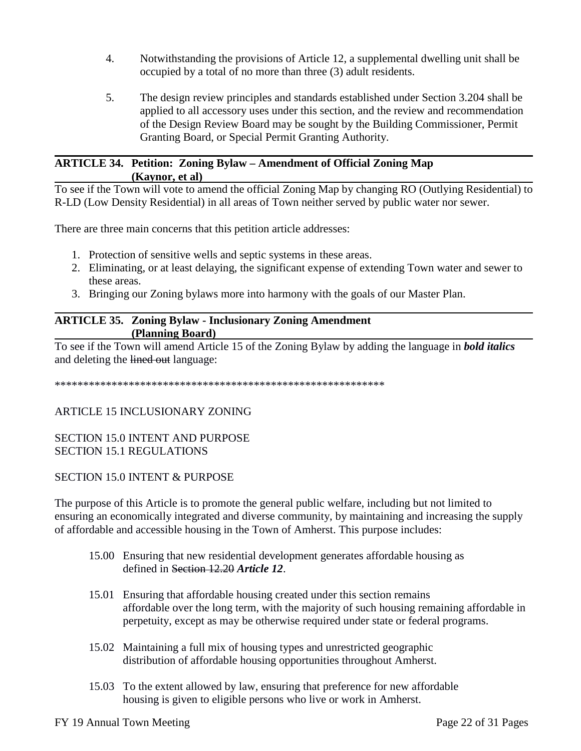4. Notwithstanding the provisions of Article 12, a supplemental dwelling unit shall be occupied by a total of no more than three (3) adult residents.

5. The design review principles and standards established under Section 3.204 shall be applied to all accessory uses under this section, and the review and recommendation of the Design Review Board may be sought by the Building Commissioner, Permit Granting Board, or Special Permit Granting Authority.

---

**ARTICLE 34. Petition: Zoning Bylaw – Amendment of Official Zoning Map (Kaynor, et al)**

---

To see if the Town will vote to amend the official Zoning Map by changing RO (Outlying Residential) to R-LD (Low Density Residential) in all areas of Town neither served by public water nor sewer.

There are three main concerns that this petition article addresses:

1. Protection of sensitive wells and septic systems in these areas.
2. Eliminating, or at least delaying, the significant expense of extending Town water and sewer to these areas.
3. Bringing our Zoning bylaws more into harmony with the goals of our Master Plan.

---

**ARTICLE 35. Zoning Bylaw - Inclusionary Zoning Amendment (Planning Board)**

---

To see if the Town will amend Article 15 of the Zoning Bylaw by adding the language in ***bold italics*** and deleting the ~~lined out~~ language:

************************************************************

ARTICLE 15 INCLUSIONARY ZONING

SECTION 15.0 INTENT AND PURPOSE
SECTION 15.1 REGULATIONS

SECTION 15.0 INTENT & PURPOSE

The purpose of this Article is to promote the general public welfare, including but not limited to ensuring an economically integrated and diverse community, by maintaining and increasing the supply of affordable and accessible housing in the Town of Amherst. This purpose includes:

15.00 Ensuring that new residential development generates affordable housing as defined in ~~Section 12.20~~ ***Article 12***.

15.01 Ensuring that affordable housing created under this section remains affordable over the long term, with the majority of such housing remaining affordable in perpetuity, except as may be otherwise required under state or federal programs.

15.02 Maintaining a full mix of housing types and unrestricted geographic distribution of affordable housing opportunities throughout Amherst.

15.03 To the extent allowed by law, ensuring that preference for new affordable housing is given to eligible persons who live or work in Amherst.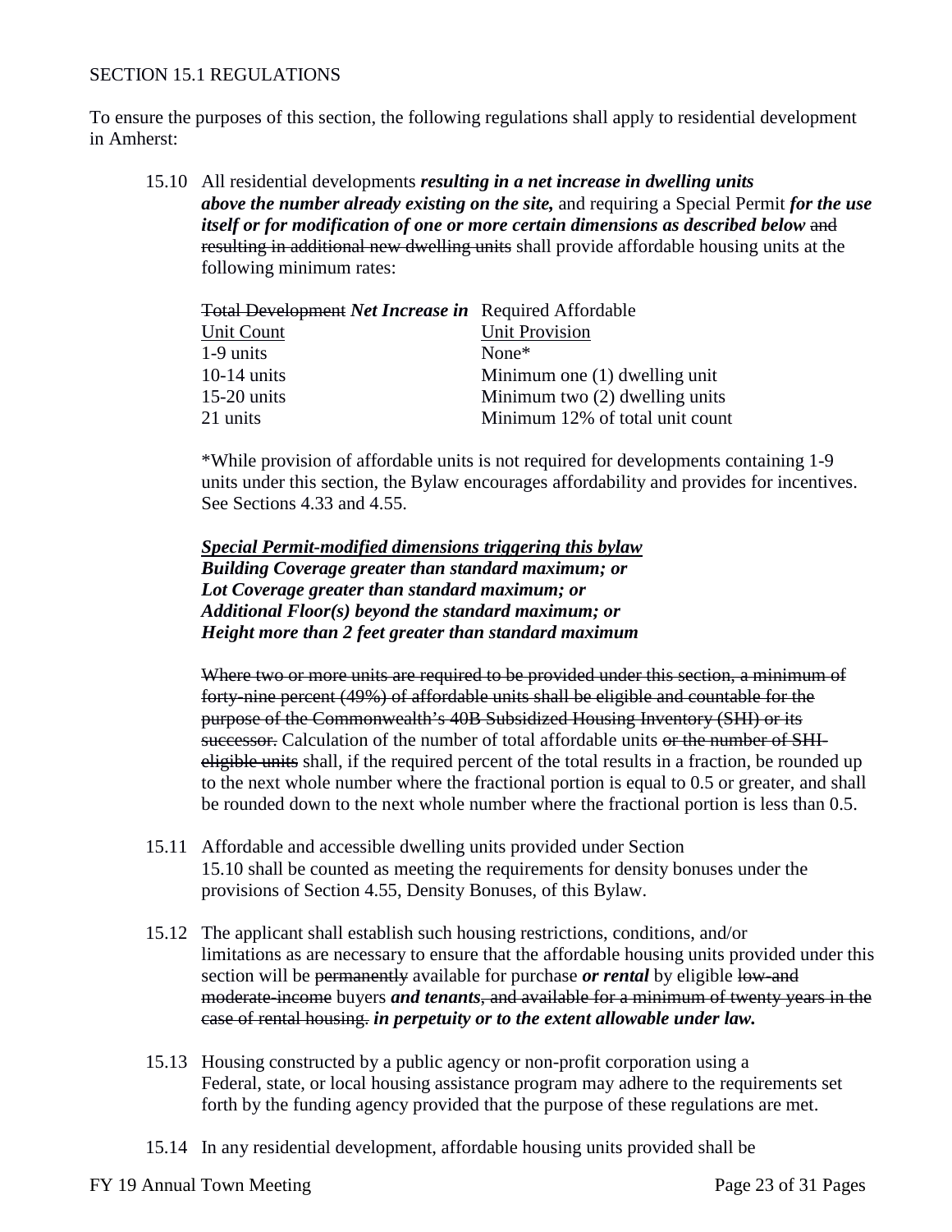SECTION 15.1 REGULATIONS

To ensure the purposes of this section, the following regulations shall apply to residential development in Amherst:

15.10 All residential developments ***resulting in a net increase in dwelling units above the number already existing on the site,*** and requiring a Special Permit ***for the use itself or for modification of one or more certain dimensions as described below*** ~~and resulting in additional new dwelling units~~ shall provide affordable housing units at the following minimum rates:

| ~~Total Development~~ ***Net Increase in*** Unit Count | Required Affordable Unit Provision |
|---|---|
| 1-9 units | None* |
| 10-14 units | Minimum one (1) dwelling unit |
| 15-20 units | Minimum two (2) dwelling units |
| 21 units | Minimum 12% of total unit count |

*While provision of affordable units is not required for developments containing 1-9 units under this section, the Bylaw encourages affordability and provides for incentives. See Sections 4.33 and 4.55.

***<u>Special Permit-modified dimensions triggering this bylaw</u>***
***Building Coverage greater than standard maximum; or***
***Lot Coverage greater than standard maximum; or***
***Additional Floor(s) beyond the standard maximum; or***
***Height more than 2 feet greater than standard maximum***

~~Where two or more units are required to be provided under this section, a minimum of forty-nine percent (49%) of affordable units shall be eligible and countable for the purpose of the Commonwealth's 40B Subsidized Housing Inventory (SHI) or its successor.~~ Calculation of the number of total affordable units ~~or the number of SHI-eligible units~~ shall, if the required percent of the total results in a fraction, be rounded up to the next whole number where the fractional portion is equal to 0.5 or greater, and shall be rounded down to the next whole number where the fractional portion is less than 0.5.

15.11 Affordable and accessible dwelling units provided under Section 15.10 shall be counted as meeting the requirements for density bonuses under the provisions of Section 4.55, Density Bonuses, of this Bylaw.

15.12 The applicant shall establish such housing restrictions, conditions, and/or limitations as are necessary to ensure that the affordable housing units provided under this section will be ~~permanently~~ available for purchase ***or rental*** by eligible ~~low-and moderate-income~~ buyers ***and tenants***~~, and available for a minimum of twenty years in the case of rental housing.~~ ***in perpetuity or to the extent allowable under law.***

15.13 Housing constructed by a public agency or non-profit corporation using a Federal, state, or local housing assistance program may adhere to the requirements set forth by the funding agency provided that the purpose of these regulations are met.

15.14 In any residential development, affordable housing units provided shall be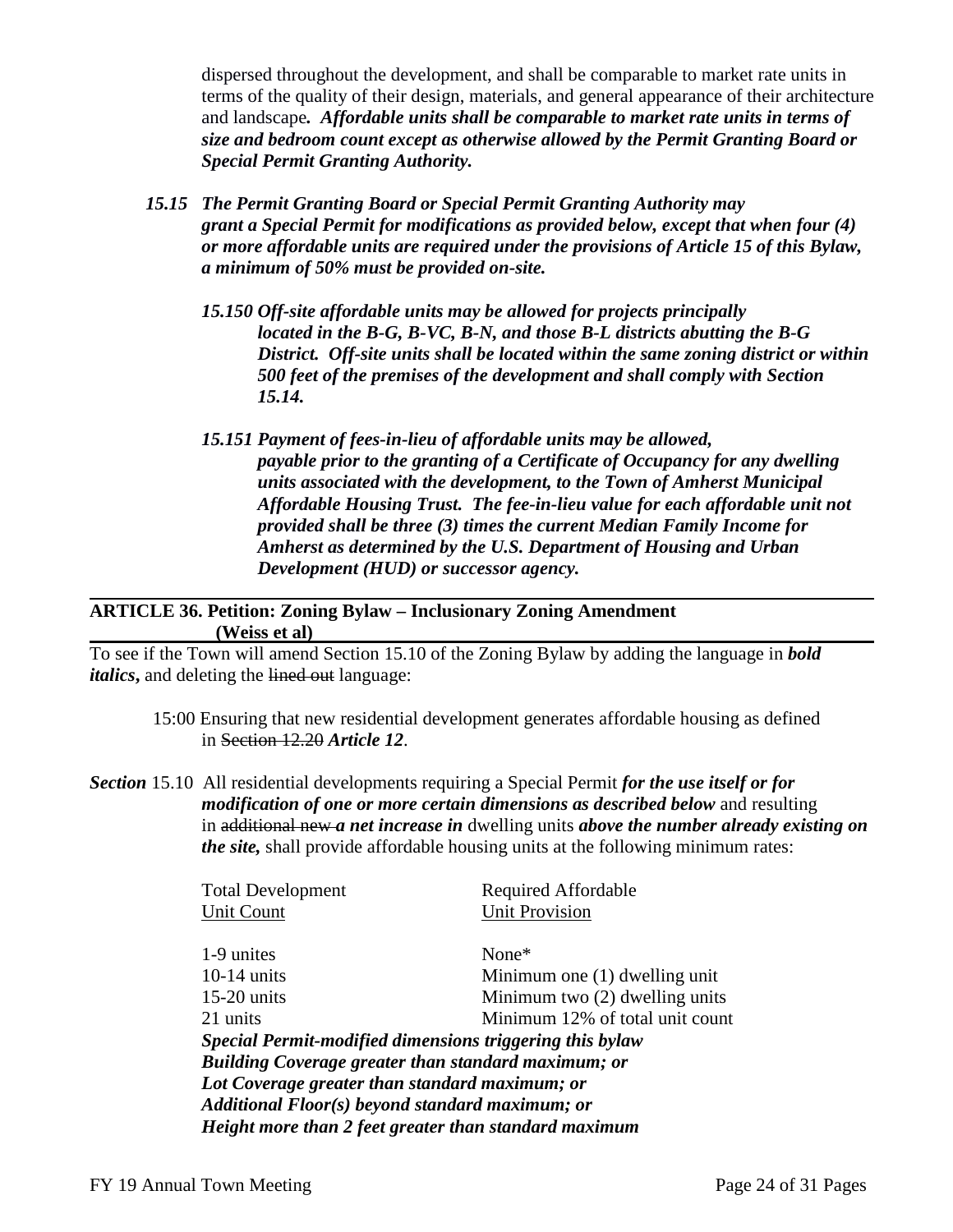dispersed throughout the development, and shall be comparable to market rate units in terms of the quality of their design, materials, and general appearance of their architecture and landscape***.*** ***Affordable units shall be comparable to market rate units in terms of size and bedroom count except as otherwise allowed by the Permit Granting Board or Special Permit Granting Authority.***

***15.15 The Permit Granting Board or Special Permit Granting Authority may grant a Special Permit for modifications as provided below, except that when four (4) or more affordable units are required under the provisions of Article 15 of this Bylaw, a minimum of 50% must be provided on-site.***

***15.150 Off-site affordable units may be allowed for projects principally located in the B-G, B-VC, B-N, and those B-L districts abutting the B-G District. Off-site units shall be located within the same zoning district or within 500 feet of the premises of the development and shall comply with Section 15.14.***

***15.151 Payment of fees-in-lieu of affordable units may be allowed, payable prior to the granting of a Certificate of Occupancy for any dwelling units associated with the development, to the Town of Amherst Municipal Affordable Housing Trust. The fee-in-lieu value for each affordable unit not provided shall be three (3) times the current Median Family Income for Amherst as determined by the U.S. Department of Housing and Urban Development (HUD) or successor agency.***

## ARTICLE 36. Petition: Zoning Bylaw – Inclusionary Zoning Amendment (Weiss et al)

To see if the Town will amend Section 15.10 of the Zoning Bylaw by adding the language in ***bold italics***, and deleting the ~~lined out~~ language:

15:00 Ensuring that new residential development generates affordable housing as defined in ~~Section 12.20~~ ***Article 12***.

***Section*** 15.10 All residential developments requiring a Special Permit ***for the use itself or for modification of one or more certain dimensions as described below*** and resulting in ~~additional new~~ ***a net increase in*** dwelling units ***above the number already existing on the site,*** shall provide affordable housing units at the following minimum rates:

| Total Development Unit Count | Required Affordable Unit Provision |
|---|---|
| 1-9 unites | None* |
| 10-14 units | Minimum one (1) dwelling unit |
| 15-20 units | Minimum two (2) dwelling units |
| 21 units | Minimum 12% of total unit count |

***Special Permit-modified dimensions triggering this bylaw***
***Building Coverage greater than standard maximum; or***
***Lot Coverage greater than standard maximum; or***
***Additional Floor(s) beyond standard maximum; or***
***Height more than 2 feet greater than standard maximum***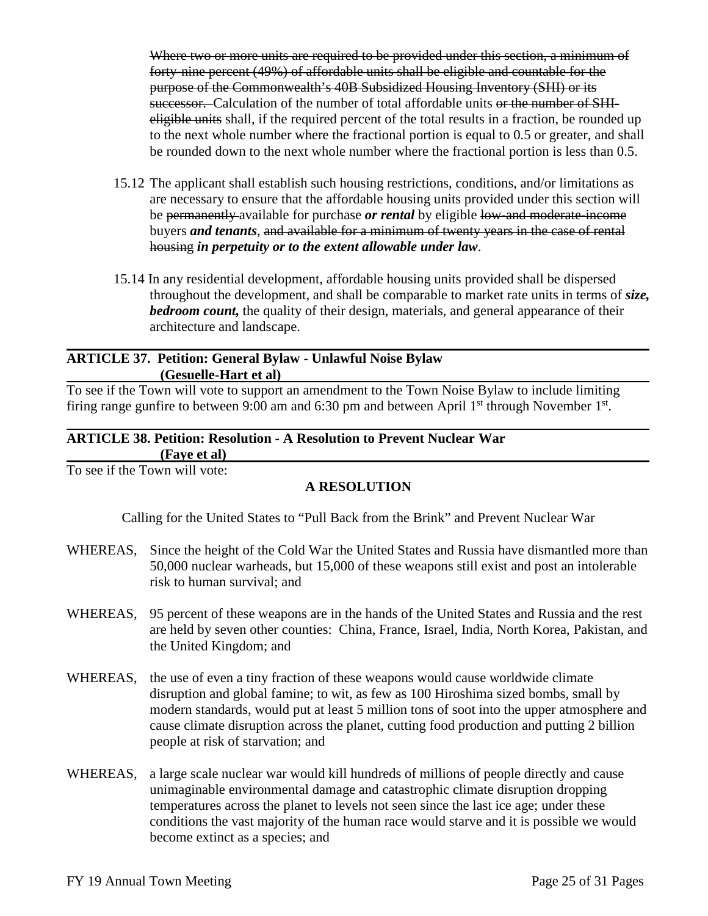~~Where two or more units are required to be provided under this section, a minimum of forty-nine percent (49%) of affordable units shall be eligible and countable for the purpose of the Commonwealth's 40B Subsidized Housing Inventory (SHI) or its successor.~~ Calculation of the number of total affordable units ~~or the number of SHI-eligible units~~ shall, if the required percent of the total results in a fraction, be rounded up to the next whole number where the fractional portion is equal to 0.5 or greater, and shall be rounded down to the next whole number where the fractional portion is less than 0.5.

15.12 The applicant shall establish such housing restrictions, conditions, and/or limitations as are necessary to ensure that the affordable housing units provided under this section will be ~~permanently~~ available for purchase ***or rental*** by eligible ~~low-and moderate-income~~ buyers ***and tenants***, ~~and available for a minimum of twenty years in the case of rental housing~~ ***in perpetuity or to the extent allowable under law***.

15.14 In any residential development, affordable housing units provided shall be dispersed throughout the development, and shall be comparable to market rate units in terms of ***size, bedroom count,*** the quality of their design, materials, and general appearance of their architecture and landscape.

## ARTICLE 37. Petition: General Bylaw - Unlawful Noise Bylaw (Gesuelle-Hart et al)

To see if the Town will vote to support an amendment to the Town Noise Bylaw to include limiting firing range gunfire to between 9:00 am and 6:30 pm and between April 1st through November 1st.

## ARTICLE 38. Petition: Resolution - A Resolution to Prevent Nuclear War (Faye et al)

To see if the Town will vote:

**A RESOLUTION**

Calling for the United States to "Pull Back from the Brink" and Prevent Nuclear War

WHEREAS, Since the height of the Cold War the United States and Russia have dismantled more than 50,000 nuclear warheads, but 15,000 of these weapons still exist and post an intolerable risk to human survival; and

WHEREAS, 95 percent of these weapons are in the hands of the United States and Russia and the rest are held by seven other counties: China, France, Israel, India, North Korea, Pakistan, and the United Kingdom; and

WHEREAS, the use of even a tiny fraction of these weapons would cause worldwide climate disruption and global famine; to wit, as few as 100 Hiroshima sized bombs, small by modern standards, would put at least 5 million tons of soot into the upper atmosphere and cause climate disruption across the planet, cutting food production and putting 2 billion people at risk of starvation; and

WHEREAS, a large scale nuclear war would kill hundreds of millions of people directly and cause unimaginable environmental damage and catastrophic climate disruption dropping temperatures across the planet to levels not seen since the last ice age; under these conditions the vast majority of the human race would starve and it is possible we would become extinct as a species; and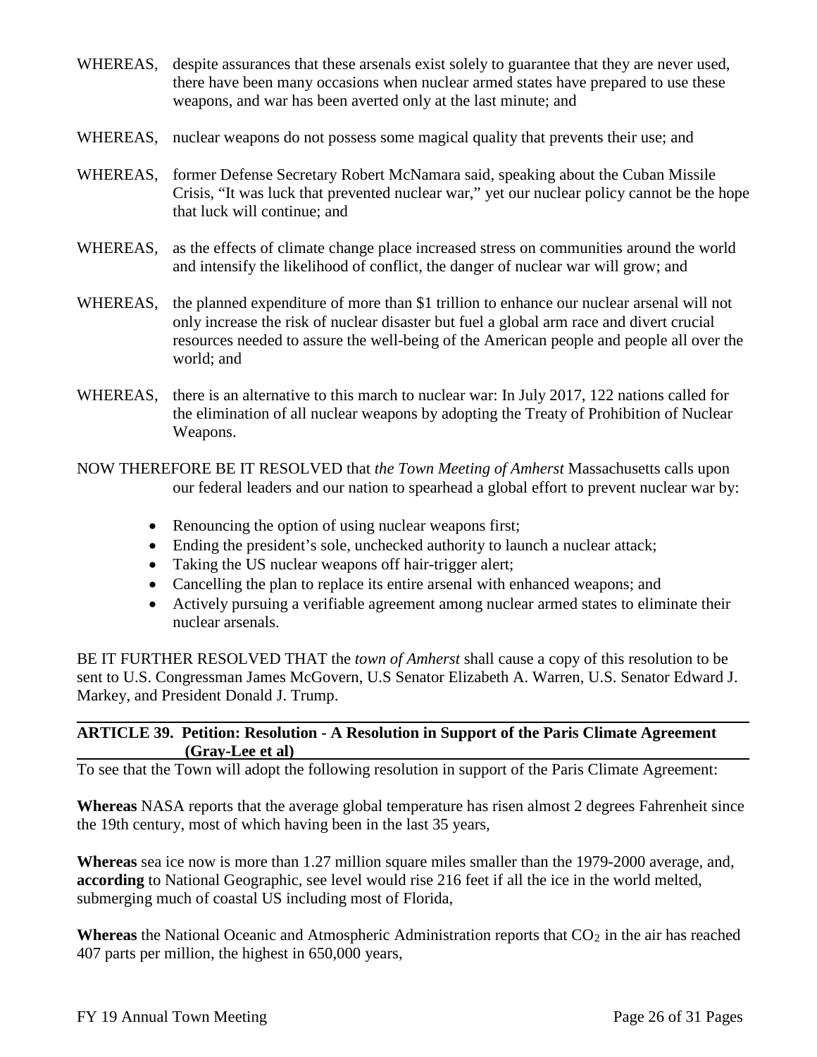WHEREAS, despite assurances that these arsenals exist solely to guarantee that they are never used, there have been many occasions when nuclear armed states have prepared to use these weapons, and war has been averted only at the last minute; and

WHEREAS, nuclear weapons do not possess some magical quality that prevents their use; and

WHEREAS, former Defense Secretary Robert McNamara said, speaking about the Cuban Missile Crisis, "It was luck that prevented nuclear war," yet our nuclear policy cannot be the hope that luck will continue; and

WHEREAS, as the effects of climate change place increased stress on communities around the world and intensify the likelihood of conflict, the danger of nuclear war will grow; and

WHEREAS, the planned expenditure of more than $1 trillion to enhance our nuclear arsenal will not only increase the risk of nuclear disaster but fuel a global arm race and divert crucial resources needed to assure the well-being of the American people and people all over the world; and

WHEREAS, there is an alternative to this march to nuclear war: In July 2017, 122 nations called for the elimination of all nuclear weapons by adopting the Treaty of Prohibition of Nuclear Weapons.

NOW THEREFORE BE IT RESOLVED that *the Town Meeting of Amherst* Massachusetts calls upon our federal leaders and our nation to spearhead a global effort to prevent nuclear war by:

- Renouncing the option of using nuclear weapons first;
- Ending the president's sole, unchecked authority to launch a nuclear attack;
- Taking the US nuclear weapons off hair-trigger alert;
- Cancelling the plan to replace its entire arsenal with enhanced weapons; and
- Actively pursuing a verifiable agreement among nuclear armed states to eliminate their nuclear arsenals.

BE IT FURTHER RESOLVED THAT the *town of Amherst* shall cause a copy of this resolution to be sent to U.S. Congressman James McGovern, U.S Senator Elizabeth A. Warren, U.S. Senator Edward J. Markey, and President Donald J. Trump.

## ARTICLE 39. Petition: Resolution - A Resolution in Support of the Paris Climate Agreement (Gray-Lee et al)

To see that the Town will adopt the following resolution in support of the Paris Climate Agreement:

**Whereas** NASA reports that the average global temperature has risen almost 2 degrees Fahrenheit since the 19th century, most of which having been in the last 35 years,

**Whereas** sea ice now is more than 1.27 million square miles smaller than the 1979-2000 average, and, **according** to National Geographic, see level would rise 216 feet if all the ice in the world melted, submerging much of coastal US including most of Florida,

**Whereas** the National Oceanic and Atmospheric Administration reports that $CO_2$ in the air has reached 407 parts per million, the highest in 650,000 years,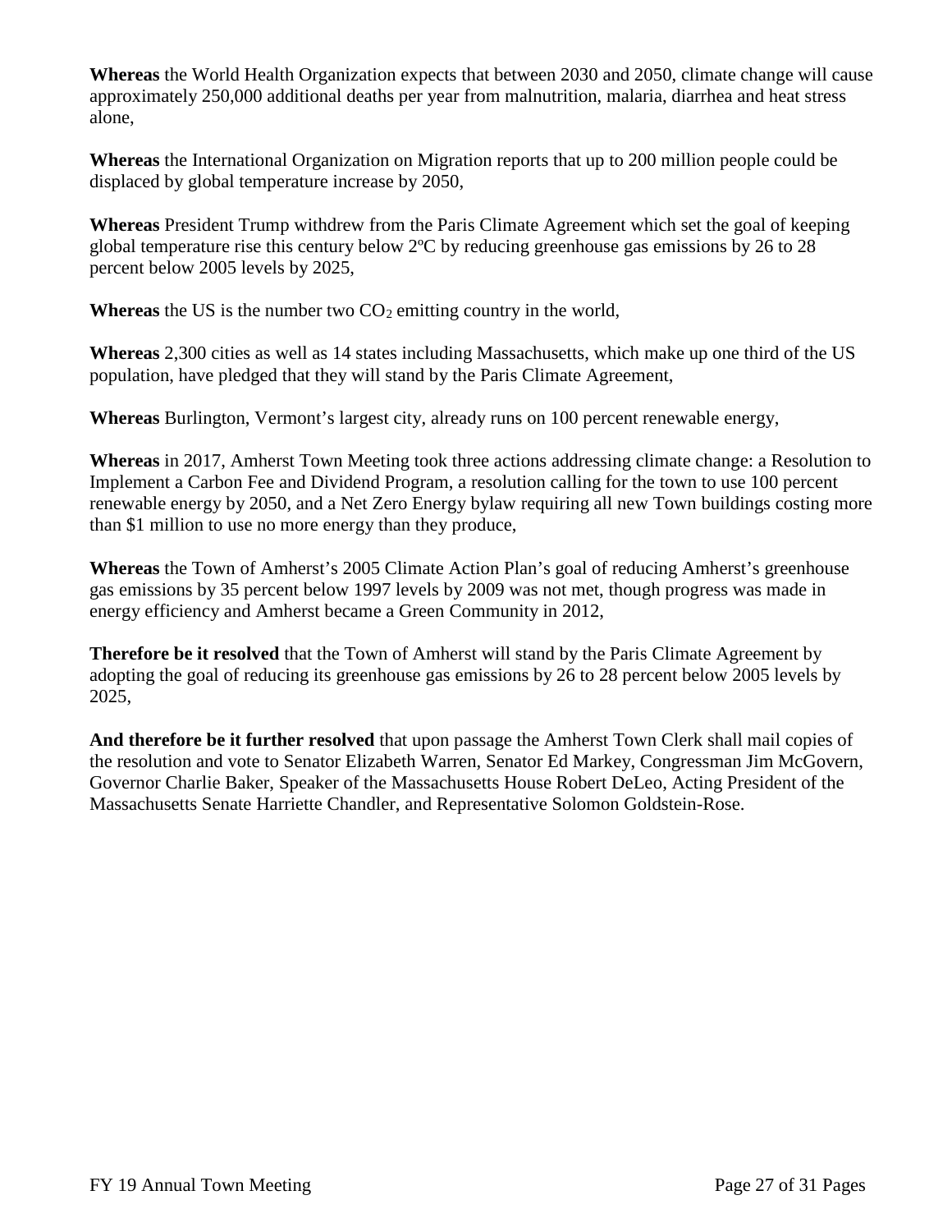**Whereas** the World Health Organization expects that between 2030 and 2050, climate change will cause approximately 250,000 additional deaths per year from malnutrition, malaria, diarrhea and heat stress alone,

**Whereas** the International Organization on Migration reports that up to 200 million people could be displaced by global temperature increase by 2050,

**Whereas** President Trump withdrew from the Paris Climate Agreement which set the goal of keeping global temperature rise this century below 2ºC by reducing greenhouse gas emissions by 26 to 28 percent below 2005 levels by 2025,

**Whereas** the US is the number two $CO_2$ emitting country in the world,

**Whereas** 2,300 cities as well as 14 states including Massachusetts, which make up one third of the US population, have pledged that they will stand by the Paris Climate Agreement,

**Whereas** Burlington, Vermont's largest city, already runs on 100 percent renewable energy,

**Whereas** in 2017, Amherst Town Meeting took three actions addressing climate change: a Resolution to Implement a Carbon Fee and Dividend Program, a resolution calling for the town to use 100 percent renewable energy by 2050, and a Net Zero Energy bylaw requiring all new Town buildings costing more than $1 million to use no more energy than they produce,

**Whereas** the Town of Amherst's 2005 Climate Action Plan's goal of reducing Amherst's greenhouse gas emissions by 35 percent below 1997 levels by 2009 was not met, though progress was made in energy efficiency and Amherst became a Green Community in 2012,

**Therefore be it resolved** that the Town of Amherst will stand by the Paris Climate Agreement by adopting the goal of reducing its greenhouse gas emissions by 26 to 28 percent below 2005 levels by 2025,

**And therefore be it further resolved** that upon passage the Amherst Town Clerk shall mail copies of the resolution and vote to Senator Elizabeth Warren, Senator Ed Markey, Congressman Jim McGovern, Governor Charlie Baker, Speaker of the Massachusetts House Robert DeLeo, Acting President of the Massachusetts Senate Harriette Chandler, and Representative Solomon Goldstein-Rose.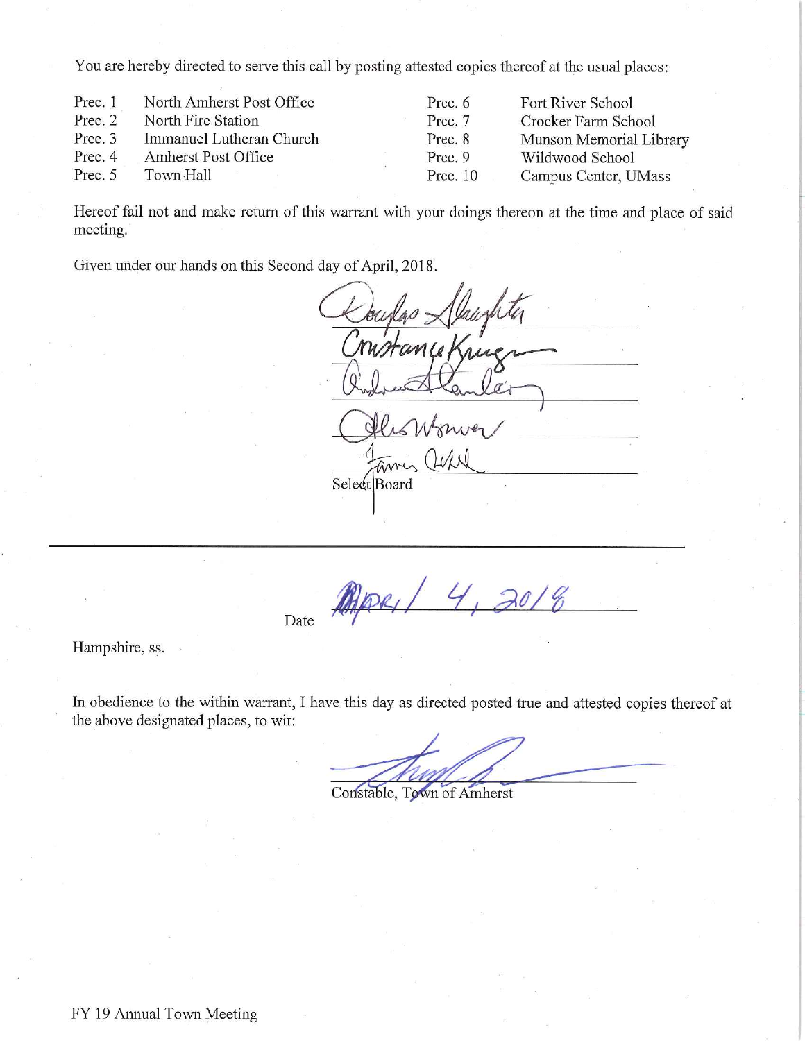You are hereby directed to serve this call by posting attested copies thereof at the usual places:

| | | | |
|---|---|---|---|
| Prec. 1 | North Amherst Post Office | Prec. 6 | Fort River School |
| Prec. 2 | North Fire Station | Prec. 7 | Crocker Farm School |
| Prec. 3 | Immanuel Lutheran Church | Prec. 8 | Munson Memorial Library |
| Prec. 4 | Amherst Post Office | Prec. 9 | Wildwood School |
| Prec. 5 | Town Hall | Prec. 10 | Campus Center, UMass |

Hereof fail not and make return of this warrant with your doings thereon at the time and place of said meeting.

Given under our hands on this Second day of April, 2018.

Douglas Slaughter

Constance Kruger

Andrew Steinberg

Alisa Brewer

James Wald

Select Board

---

Date April 4, 2018

Hampshire, ss.

In obedience to the within warrant, I have this day as directed posted true and attested copies thereof at the above designated places, to wit:

Constable, Town of Amherst

FY 19 Annual Town Meeting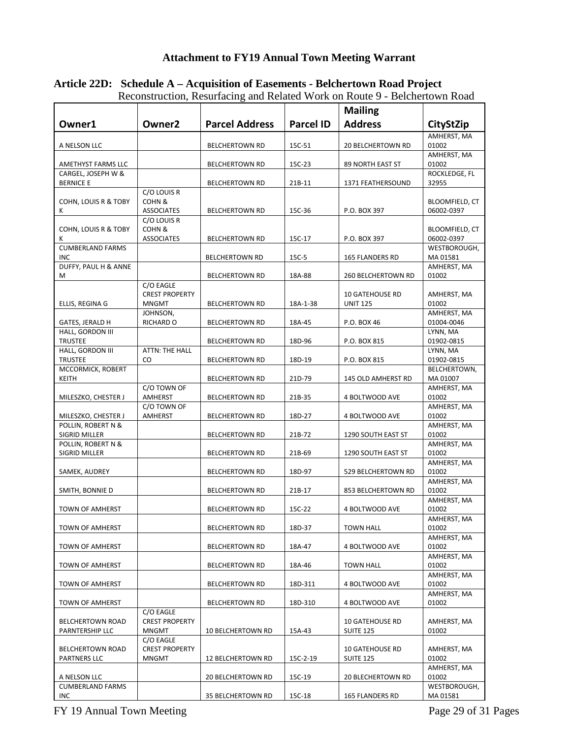# Attachment to FY19 Annual Town Meeting Warrant

**Article 22D: Schedule A – Acquisition of Easements - Belchertown Road Project**
Reconstruction, Resurfacing and Related Work on Route 9 - Belchertown Road

| Owner1 | Owner2 | Parcel Address | Parcel ID | Mailing Address | CityStZip |
|---|---|---|---|---|---|
| A NELSON LLC | | BELCHERTOWN RD | 15C-51 | 20 BELCHERTOWN RD | AMHERST, MA 01002 |
| AMETHYST FARMS LLC | | BELCHERTOWN RD | 15C-23 | 89 NORTH EAST ST | AMHERST, MA 01002 |
| CARGEL, JOSEPH W & BERNICE E | | BELCHERTOWN RD | 21B-11 | 1371 FEATHERSOUND | ROCKLEDGE, FL 32955 |
| COHN, LOUIS R & TOBY K | C/O LOUIS R COHN & ASSOCIATES | BELCHERTOWN RD | 15C-36 | P.O. BOX 397 | BLOOMFIELD, CT 06002-0397 |
| COHN, LOUIS R & TOBY K | C/O LOUIS R COHN & ASSOCIATES | BELCHERTOWN RD | 15C-17 | P.O. BOX 397 | BLOOMFIELD, CT 06002-0397 |
| CUMBERLAND FARMS INC | | BELCHERTOWN RD | 15C-5 | 165 FLANDERS RD | WESTBOROUGH, MA 01581 |
| DUFFY, PAUL H & ANNE M | | BELCHERTOWN RD | 18A-88 | 260 BELCHERTOWN RD | AMHERST, MA 01002 |
| ELLIS, REGINA G | C/O EAGLE CREST PROPERTY MNGMT | BELCHERTOWN RD | 18A-1-38 | 10 GATEHOUSE RD UNIT 125 | AMHERST, MA 01002 |
| GATES, JERALD H | JOHNSON, RICHARD O | BELCHERTOWN RD | 18A-45 | P.O. BOX 46 | AMHERST, MA 01004-0046 |
| HALL, GORDON III TRUSTEE | | BELCHERTOWN RD | 18D-96 | P.O. BOX 815 | LYNN, MA 01902-0815 |
| HALL, GORDON III TRUSTEE | ATTN: THE HALL CO | BELCHERTOWN RD | 18D-19 | P.O. BOX 815 | LYNN, MA 01902-0815 |
| MCCORMICK, ROBERT KEITH | | BELCHERTOWN RD | 21D-79 | 145 OLD AMHERST RD | BELCHERTOWN, MA 01007 |
| MILESZKO, CHESTER J | C/O TOWN OF AMHERST | BELCHERTOWN RD | 21B-35 | 4 BOLTWOOD AVE | AMHERST, MA 01002 |
| MILESZKO, CHESTER J | C/O TOWN OF AMHERST | BELCHERTOWN RD | 18D-27 | 4 BOLTWOOD AVE | AMHERST, MA 01002 |
| POLLIN, ROBERT N & SIGRID MILLER | | BELCHERTOWN RD | 21B-72 | 1290 SOUTH EAST ST | AMHERST, MA 01002 |
| POLLIN, ROBERT N & SIGRID MILLER | | BELCHERTOWN RD | 21B-69 | 1290 SOUTH EAST ST | AMHERST, MA 01002 |
| SAMEK, AUDREY | | BELCHERTOWN RD | 18D-97 | 529 BELCHERTOWN RD | AMHERST, MA 01002 |
| SMITH, BONNIE D | | BELCHERTOWN RD | 21B-17 | 853 BELCHERTOWN RD | AMHERST, MA 01002 |
| TOWN OF AMHERST | | BELCHERTOWN RD | 15C-22 | 4 BOLTWOOD AVE | AMHERST, MA 01002 |
| TOWN OF AMHERST | | BELCHERTOWN RD | 18D-37 | TOWN HALL | AMHERST, MA 01002 |
| TOWN OF AMHERST | | BELCHERTOWN RD | 18A-47 | 4 BOLTWOOD AVE | AMHERST, MA 01002 |
| TOWN OF AMHERST | | BELCHERTOWN RD | 18A-46 | TOWN HALL | AMHERST, MA 01002 |
| TOWN OF AMHERST | | BELCHERTOWN RD | 18D-311 | 4 BOLTWOOD AVE | AMHERST, MA 01002 |
| TOWN OF AMHERST | | BELCHERTOWN RD | 18D-310 | 4 BOLTWOOD AVE | AMHERST, MA 01002 |
| BELCHERTOWN ROAD PARNTERSHIP LLC | C/O EAGLE CREST PROPERTY MNGMT | 10 BELCHERTOWN RD | 15A-43 | 10 GATEHOUSE RD SUITE 125 | AMHERST, MA 01002 |
| BELCHERTOWN ROAD PARTNERS LLC | C/O EAGLE CREST PROPERTY MNGMT | 12 BELCHERTOWN RD | 15C-2-19 | 10 GATEHOUSE RD SUITE 125 | AMHERST, MA 01002 |
| A NELSON LLC | | 20 BELCHERTOWN RD | 15C-19 | 20 BLECHERTOWN RD | AMHERST, MA 01002 |
| CUMBERLAND FARMS INC | | 35 BELCHERTOWN RD | 15C-18 | 165 FLANDERS RD | WESTBOROUGH, MA 01581 |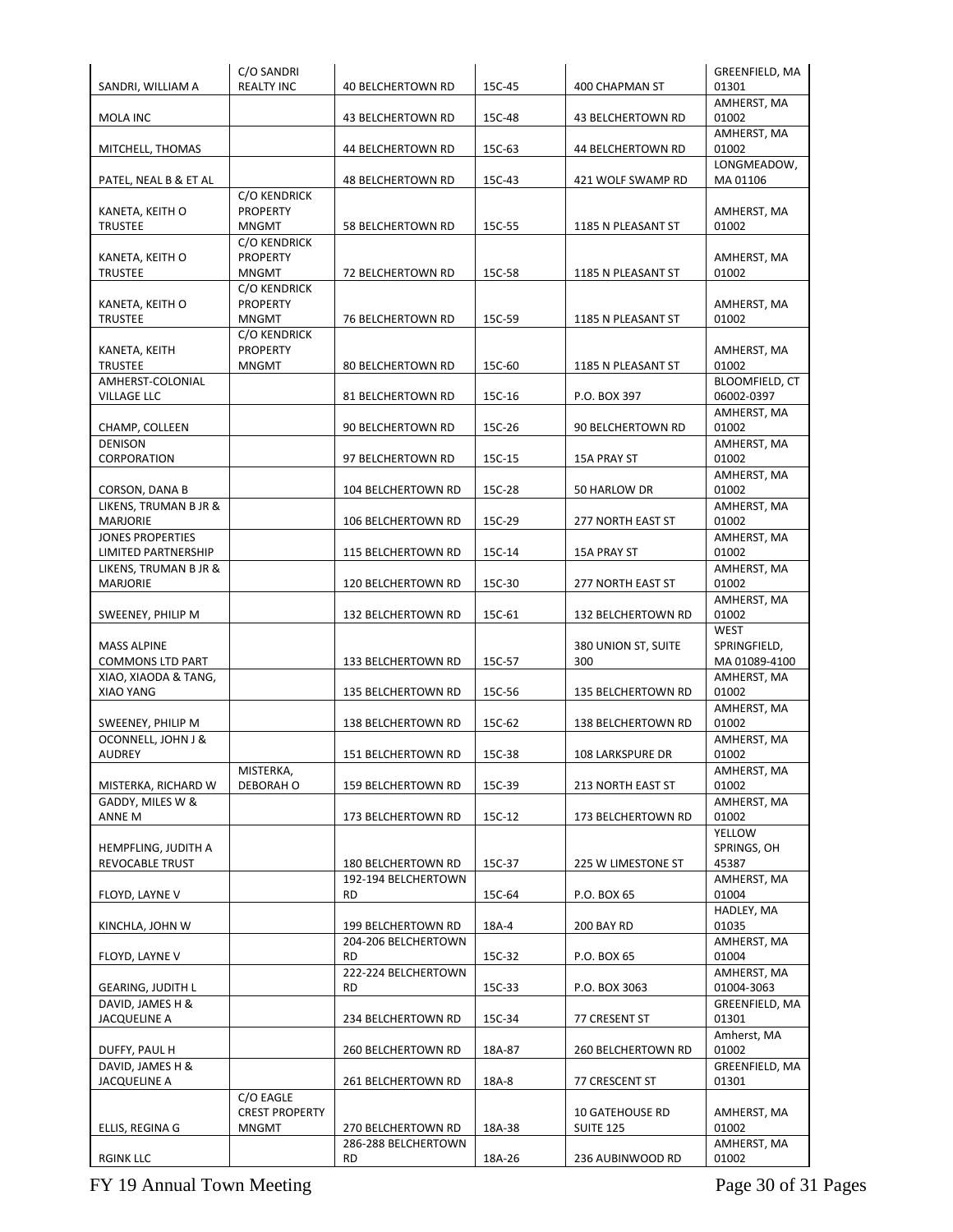| | | | | | |
|---|---|---|---|---|---|
| SANDRI, WILLIAM A | C/O SANDRI REALTY INC | 40 BELCHERTOWN RD | 15C-45 | 400 CHAPMAN ST | GREENFIELD, MA 01301 |
| MOLA INC | | 43 BELCHERTOWN RD | 15C-48 | 43 BELCHERTOWN RD | AMHERST, MA 01002 |
| MITCHELL, THOMAS | | 44 BELCHERTOWN RD | 15C-63 | 44 BELCHERTOWN RD | AMHERST, MA 01002 |
| PATEL, NEAL B & ET AL | | 48 BELCHERTOWN RD | 15C-43 | 421 WOLF SWAMP RD | LONGMEADOW, MA 01106 |
| KANETA, KEITH O TRUSTEE | C/O KENDRICK PROPERTY MNGMT | 58 BELCHERTOWN RD | 15C-55 | 1185 N PLEASANT ST | AMHERST, MA 01002 |
| KANETA, KEITH O TRUSTEE | C/O KENDRICK PROPERTY MNGMT | 72 BELCHERTOWN RD | 15C-58 | 1185 N PLEASANT ST | AMHERST, MA 01002 |
| KANETA, KEITH O TRUSTEE | C/O KENDRICK PROPERTY MNGMT | 76 BELCHERTOWN RD | 15C-59 | 1185 N PLEASANT ST | AMHERST, MA 01002 |
| KANETA, KEITH TRUSTEE | C/O KENDRICK PROPERTY MNGMT | 80 BELCHERTOWN RD | 15C-60 | 1185 N PLEASANT ST | AMHERST, MA 01002 |
| AMHERST-COLONIAL VILLAGE LLC | | 81 BELCHERTOWN RD | 15C-16 | P.O. BOX 397 | BLOOMFIELD, CT 06002-0397 |
| CHAMP, COLLEEN | | 90 BELCHERTOWN RD | 15C-26 | 90 BELCHERTOWN RD | AMHERST, MA 01002 |
| DENISON CORPORATION | | 97 BELCHERTOWN RD | 15C-15 | 15A PRAY ST | AMHERST, MA 01002 |
| CORSON, DANA B | | 104 BELCHERTOWN RD | 15C-28 | 50 HARLOW DR | AMHERST, MA 01002 |
| LIKENS, TRUMAN B JR & MARJORIE | | 106 BELCHERTOWN RD | 15C-29 | 277 NORTH EAST ST | AMHERST, MA 01002 |
| JONES PROPERTIES LIMITED PARTNERSHIP | | 115 BELCHERTOWN RD | 15C-14 | 15A PRAY ST | AMHERST, MA 01002 |
| LIKENS, TRUMAN B JR & MARJORIE | | 120 BELCHERTOWN RD | 15C-30 | 277 NORTH EAST ST | AMHERST, MA 01002 |
| SWEENEY, PHILIP M | | 132 BELCHERTOWN RD | 15C-61 | 132 BELCHERTOWN RD | AMHERST, MA 01002 |
| MASS ALPINE COMMONS LTD PART | | 133 BELCHERTOWN RD | 15C-57 | 380 UNION ST, SUITE 300 | WEST SPRINGFIELD, MA 01089-4100 |
| XIAO, XIAODA & TANG, XIAO YANG | | 135 BELCHERTOWN RD | 15C-56 | 135 BELCHERTOWN RD | AMHERST, MA 01002 |
| SWEENEY, PHILIP M | | 138 BELCHERTOWN RD | 15C-62 | 138 BELCHERTOWN RD | AMHERST, MA 01002 |
| OCONNELL, JOHN J & AUDREY | | 151 BELCHERTOWN RD | 15C-38 | 108 LARKSPURE DR | AMHERST, MA 01002 |
| MISTERKA, RICHARD W | MISTERKA, DEBORAH O | 159 BELCHERTOWN RD | 15C-39 | 213 NORTH EAST ST | AMHERST, MA 01002 |
| GADDY, MILES W & ANNE M | | 173 BELCHERTOWN RD | 15C-12 | 173 BELCHERTOWN RD | AMHERST, MA 01002 |
| HEMPFLING, JUDITH A REVOCABLE TRUST | | 180 BELCHERTOWN RD | 15C-37 | 225 W LIMESTONE ST | YELLOW SPRINGS, OH 45387 |
| FLOYD, LAYNE V | | 192-194 BELCHERTOWN RD | 15C-64 | P.O. BOX 65 | AMHERST, MA 01004 |
| KINCHLA, JOHN W | | 199 BELCHERTOWN RD | 18A-4 | 200 BAY RD | HADLEY, MA 01035 |
| FLOYD, LAYNE V | | 204-206 BELCHERTOWN RD | 15C-32 | P.O. BOX 65 | AMHERST, MA 01004 |
| GEARING, JUDITH L | | 222-224 BELCHERTOWN RD | 15C-33 | P.O. BOX 3063 | AMHERST, MA 01004-3063 |
| DAVID, JAMES H & JACQUELINE A | | 234 BELCHERTOWN RD | 15C-34 | 77 CRESENT ST | GREENFIELD, MA 01301 |
| DUFFY, PAUL H | | 260 BELCHERTOWN RD | 18A-87 | 260 BELCHERTOWN RD | Amherst, MA 01002 |
| DAVID, JAMES H & JACQUELINE A | | 261 BELCHERTOWN RD | 18A-8 | 77 CRESCENT ST | GREENFIELD, MA 01301 |
| ELLIS, REGINA G | C/O EAGLE CREST PROPERTY MNGMT | 270 BELCHERTOWN RD | 18A-38 | 10 GATEHOUSE RD SUITE 125 | AMHERST, MA 01002 |
| RGINK LLC | | 286-288 BELCHERTOWN RD | 18A-26 | 236 AUBINWOOD RD | AMHERST, MA 01002 |

FY 19 Annual Town Meeting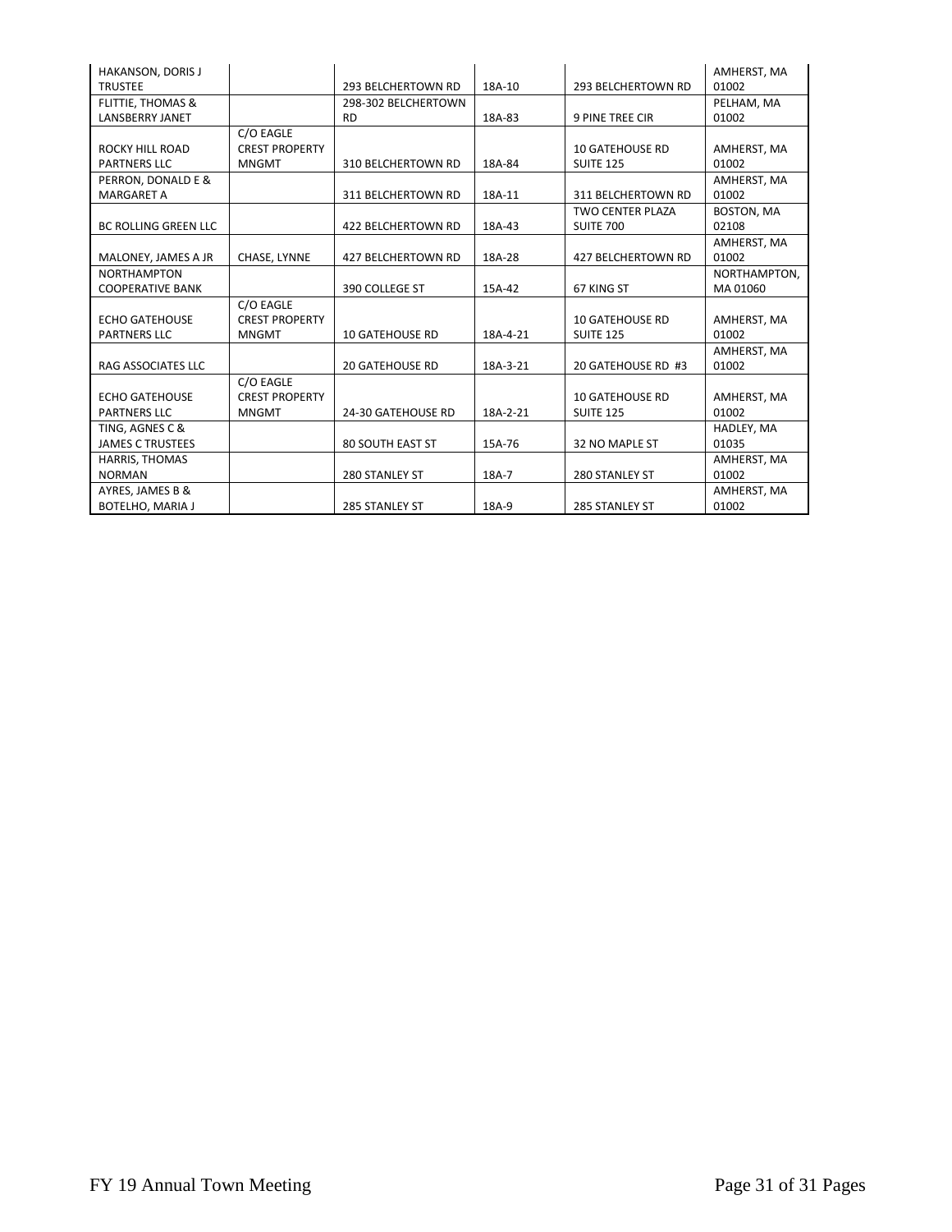| | | | | | |
|---|---|---|---|---|---|
| HAKANSON, DORIS J TRUSTEE | | 293 BELCHERTOWN RD | 18A-10 | 293 BELCHERTOWN RD | AMHERST, MA 01002 |
| FLITTIE, THOMAS & LANSBERRY JANET | | 298-302 BELCHERTOWN RD | 18A-83 | 9 PINE TREE CIR | PELHAM, MA 01002 |
| ROCKY HILL ROAD PARTNERS LLC | C/O EAGLE CREST PROPERTY MNGMT | 310 BELCHERTOWN RD | 18A-84 | 10 GATEHOUSE RD SUITE 125 | AMHERST, MA 01002 |
| PERRON, DONALD E & MARGARET A | | 311 BELCHERTOWN RD | 18A-11 | 311 BELCHERTOWN RD | AMHERST, MA 01002 |
| BC ROLLING GREEN LLC | | 422 BELCHERTOWN RD | 18A-43 | TWO CENTER PLAZA SUITE 700 | BOSTON, MA 02108 |
| MALONEY, JAMES A JR | CHASE, LYNNE | 427 BELCHERTOWN RD | 18A-28 | 427 BELCHERTOWN RD | AMHERST, MA 01002 |
| NORTHAMPTON COOPERATIVE BANK | | 390 COLLEGE ST | 15A-42 | 67 KING ST | NORTHAMPTON, MA 01060 |
| ECHO GATEHOUSE PARTNERS LLC | C/O EAGLE CREST PROPERTY MNGMT | 10 GATEHOUSE RD | 18A-4-21 | 10 GATEHOUSE RD SUITE 125 | AMHERST, MA 01002 |
| RAG ASSOCIATES LLC | | 20 GATEHOUSE RD | 18A-3-21 | 20 GATEHOUSE RD #3 | AMHERST, MA 01002 |
| ECHO GATEHOUSE PARTNERS LLC | C/O EAGLE CREST PROPERTY MNGMT | 24-30 GATEHOUSE RD | 18A-2-21 | 10 GATEHOUSE RD SUITE 125 | AMHERST, MA 01002 |
| TING, AGNES C & JAMES C TRUSTEES | | 80 SOUTH EAST ST | 15A-76 | 32 NO MAPLE ST | HADLEY, MA 01035 |
| HARRIS, THOMAS NORMAN | | 280 STANLEY ST | 18A-7 | 280 STANLEY ST | AMHERST, MA 01002 |
| AYRES, JAMES B & BOTELHO, MARIA J | | 285 STANLEY ST | 18A-9 | 285 STANLEY ST | AMHERST, MA 01002 |